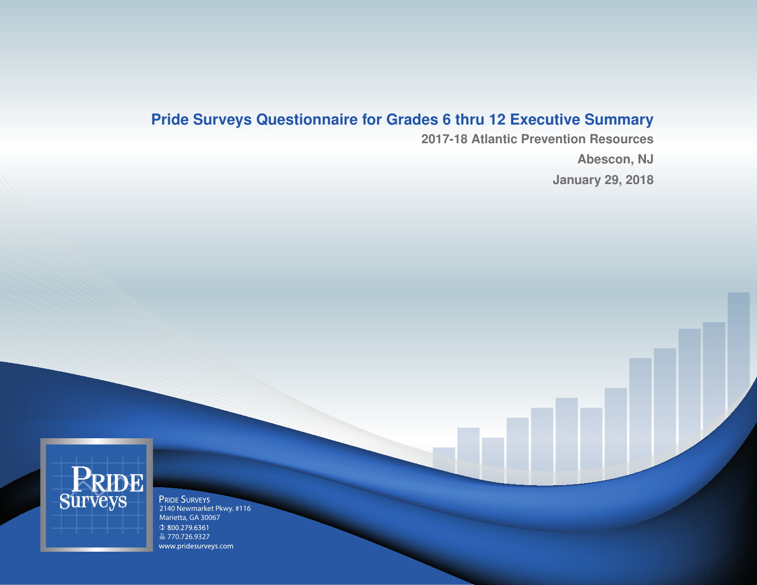# Pride Surveys Questionnaire for Grades 6 thru 12 Executive Summary

**2017-18 Atlantic Prevention Resources**

**Abescon, NJ**

**January 29, 2018**

PRIDE SURVEYS
2140 Newmarket Pkwy. #116
Marietta, GA 30067
800.279.6361
770.726.9327
www.pridesurveys.com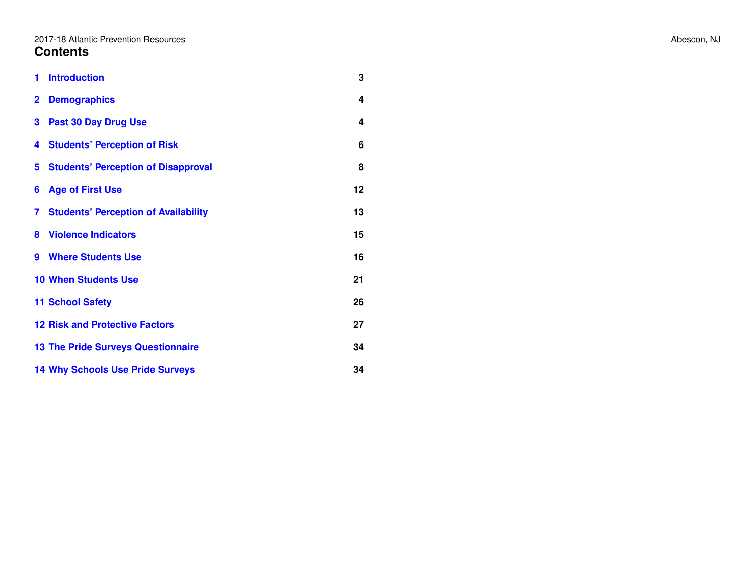# Contents

| | | |
|---|---|---|
| 1 | Introduction | 3 |
| 2 | Demographics | 4 |
| 3 | Past 30 Day Drug Use | 4 |
| 4 | Students' Perception of Risk | 6 |
| 5 | Students' Perception of Disapproval | 8 |
| 6 | Age of First Use | 12 |
| 7 | Students' Perception of Availability | 13 |
| 8 | Violence Indicators | 15 |
| 9 | Where Students Use | 16 |
| 10 | When Students Use | 21 |
| 11 | School Safety | 26 |
| 12 | Risk and Protective Factors | 27 |
| 13 | The Pride Surveys Questionnaire | 34 |
| 14 | Why Schools Use Pride Surveys | 34 |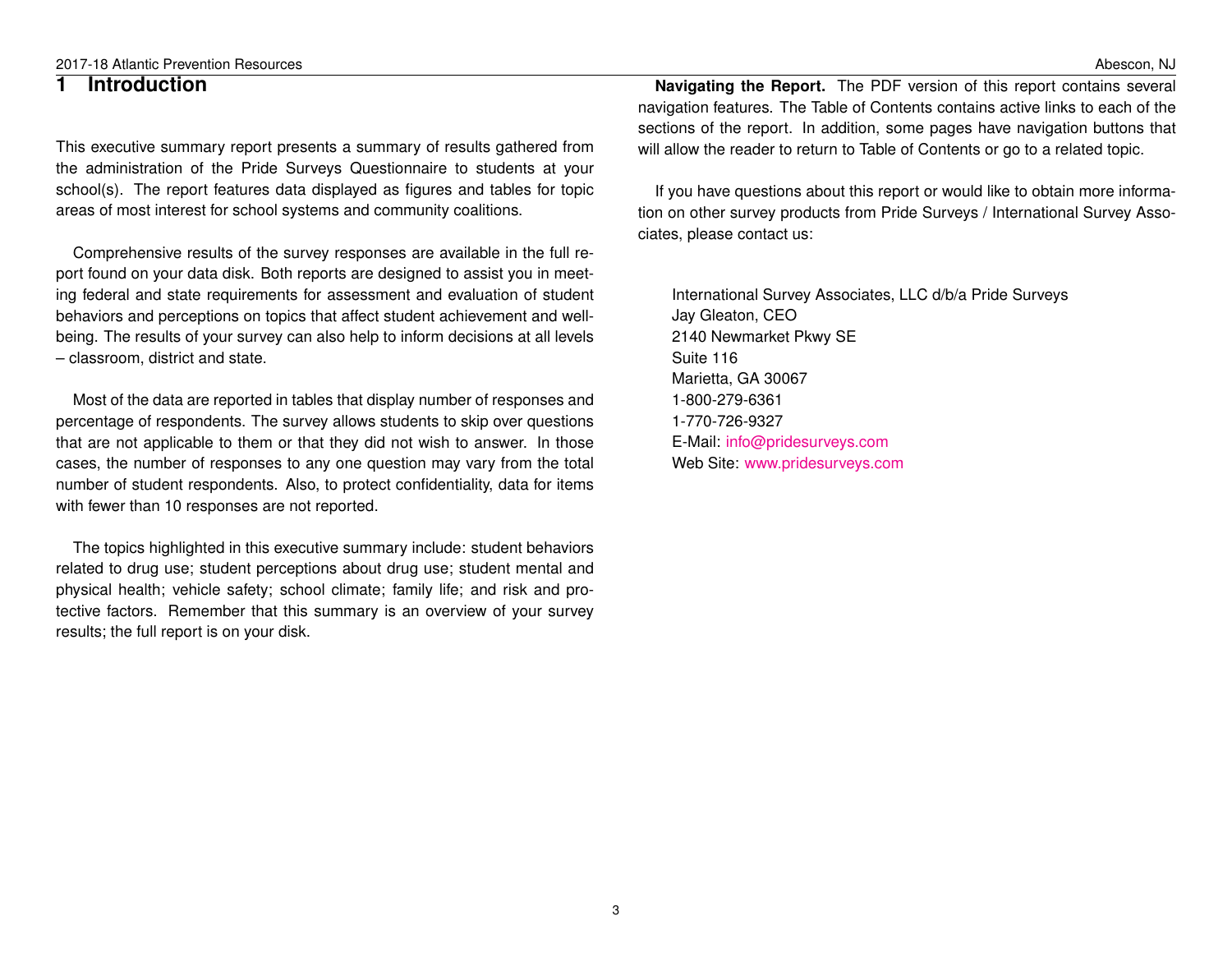# 1 Introduction

This executive summary report presents a summary of results gathered from the administration of the Pride Surveys Questionnaire to students at your school(s). The report features data displayed as figures and tables for topic areas of most interest for school systems and community coalitions.

Comprehensive results of the survey responses are available in the full report found on your data disk. Both reports are designed to assist you in meeting federal and state requirements for assessment and evaluation of student behaviors and perceptions on topics that affect student achievement and well-being. The results of your survey can also help to inform decisions at all levels – classroom, district and state.

Most of the data are reported in tables that display number of responses and percentage of respondents. The survey allows students to skip over questions that are not applicable to them or that they did not wish to answer. In those cases, the number of responses to any one question may vary from the total number of student respondents. Also, to protect confidentiality, data for items with fewer than 10 responses are not reported.

The topics highlighted in this executive summary include: student behaviors related to drug use; student perceptions about drug use; student mental and physical health; vehicle safety; school climate; family life; and risk and protective factors. Remember that this summary is an overview of your survey results; the full report is on your disk.

**Navigating the Report.** The PDF version of this report contains several navigation features. The Table of Contents contains active links to each of the sections of the report. In addition, some pages have navigation buttons that will allow the reader to return to Table of Contents or go to a related topic.

If you have questions about this report or would like to obtain more information on other survey products from Pride Surveys / International Survey Associates, please contact us:

International Survey Associates, LLC d/b/a Pride Surveys
Jay Gleaton, CEO
2140 Newmarket Pkwy SE
Suite 116
Marietta, GA 30067
1-800-279-6361
1-770-726-9327
E-Mail: info@pridesurveys.com
Web Site: www.pridesurveys.com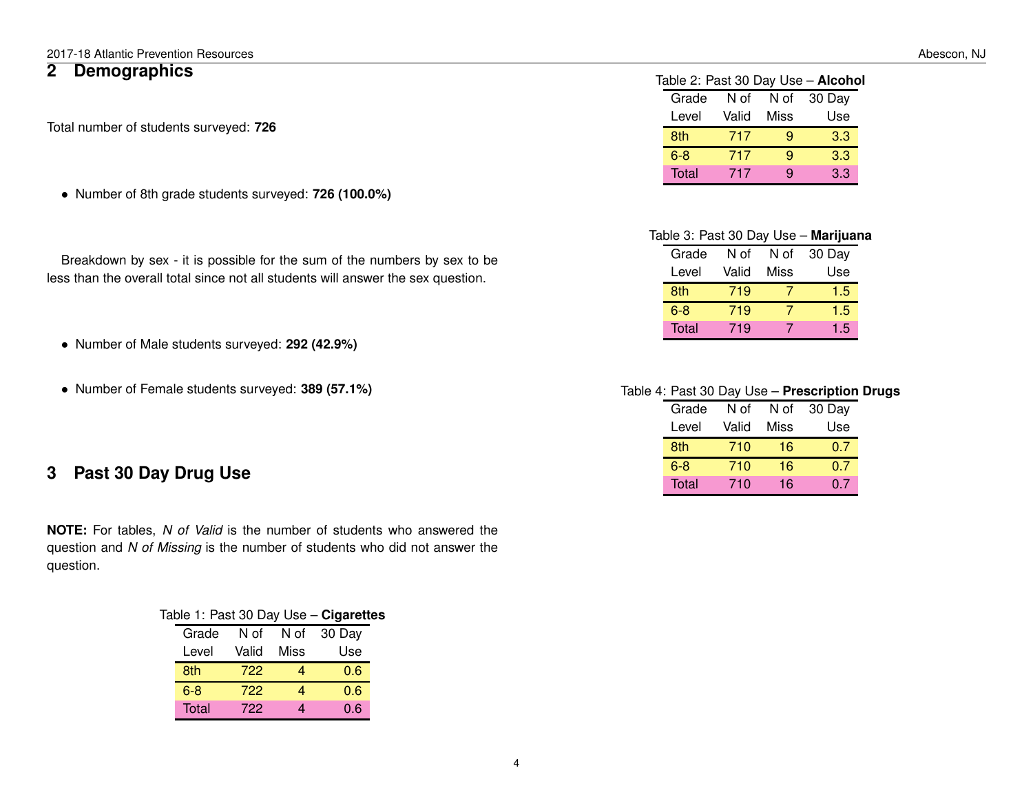## 2 Demographics

Total number of students surveyed: **726**

- Number of 8th grade students surveyed: **726 (100.0%)**

Breakdown by sex - it is possible for the sum of the numbers by sex to be less than the overall total since not all students will answer the sex question.

- Number of Male students surveyed: **292 (42.9%)**

- Number of Female students surveyed: **389 (57.1%)**

## 3 Past 30 Day Drug Use

**NOTE:** For tables, *N of Valid* is the number of students who answered the question and *N of Missing* is the number of students who did not answer the question.

Table 1: Past 30 Day Use – **Cigarettes**

| Grade Level | N of Valid | N of Miss | 30 Day Use |
|---|---|---|---|
| 8th | 722 | 4 | 0.6 |
| 6-8 | 722 | 4 | 0.6 |
| Total | 722 | 4 | 0.6 |

Table 2: Past 30 Day Use – **Alcohol**

| Grade Level | N of Valid | N of Miss | 30 Day Use |
|---|---|---|---|
| 8th | 717 | 9 | 3.3 |
| 6-8 | 717 | 9 | 3.3 |
| Total | 717 | 9 | 3.3 |

Table 3: Past 30 Day Use – **Marijuana**

| Grade Level | N of Valid | N of Miss | 30 Day Use |
|---|---|---|---|
| 8th | 719 | 7 | 1.5 |
| 6-8 | 719 | 7 | 1.5 |
| Total | 719 | 7 | 1.5 |

Table 4: Past 30 Day Use – **Prescription Drugs**

| Grade Level | N of Valid | N of Miss | 30 Day Use |
|---|---|---|---|
| 8th | 710 | 16 | 0.7 |
| 6-8 | 710 | 16 | 0.7 |
| Total | 710 | 16 | 0.7 |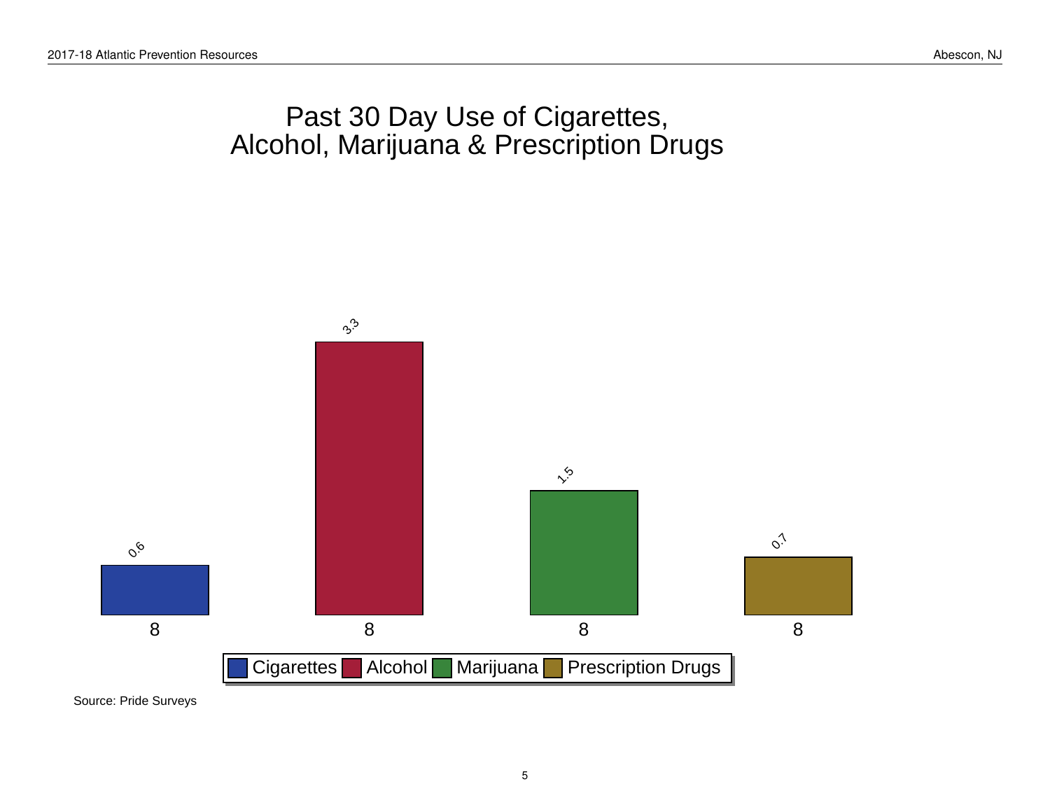# Past 30 Day Use of Cigarettes, Alcohol, Marijuana & Prescription Drugs

| Grade | Cigarettes | Alcohol | Marijuana | Prescription Drugs |
|---|---|---|---|---|
| 8 | 0.6 | 3.3 | 1.5 | 0.7 |

Source: Pride Surveys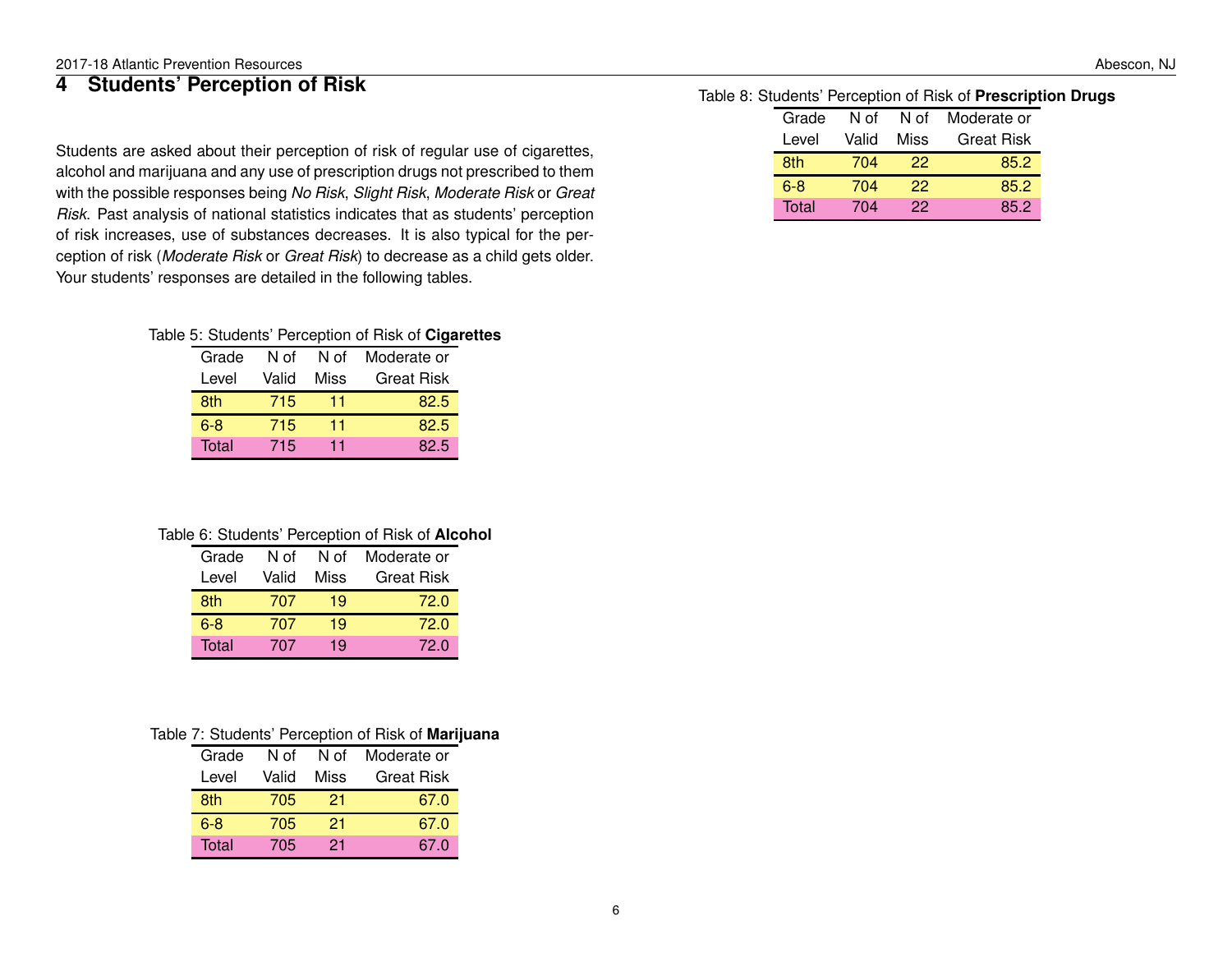# 4 Students' Perception of Risk

Students are asked about their perception of risk of regular use of cigarettes, alcohol and marijuana and any use of prescription drugs not prescribed to them with the possible responses being *No Risk*, *Slight Risk*, *Moderate Risk* or *Great Risk*. Past analysis of national statistics indicates that as students' perception of risk increases, use of substances decreases. It is also typical for the perception of risk (*Moderate Risk* or *Great Risk*) to decrease as a child gets older. Your students' responses are detailed in the following tables.

Table 5: Students' Perception of Risk of **Cigarettes**

| Grade Level | N of Valid | N of Miss | Moderate or Great Risk |
|---|---|---|---|
| 8th | 715 | 11 | 82.5 |
| 6-8 | 715 | 11 | 82.5 |
| Total | 715 | 11 | 82.5 |

Table 6: Students' Perception of Risk of **Alcohol**

| Grade Level | N of Valid | N of Miss | Moderate or Great Risk |
|---|---|---|---|
| 8th | 707 | 19 | 72.0 |
| 6-8 | 707 | 19 | 72.0 |
| Total | 707 | 19 | 72.0 |

Table 7: Students' Perception of Risk of **Marijuana**

| Grade Level | N of Valid | N of Miss | Moderate or Great Risk |
|---|---|---|---|
| 8th | 705 | 21 | 67.0 |
| 6-8 | 705 | 21 | 67.0 |
| Total | 705 | 21 | 67.0 |

Table 8: Students' Perception of Risk of **Prescription Drugs**

| Grade Level | N of Valid | N of Miss | Moderate or Great Risk |
|---|---|---|---|
| 8th | 704 | 22 | 85.2 |
| 6-8 | 704 | 22 | 85.2 |
| Total | 704 | 22 | 85.2 |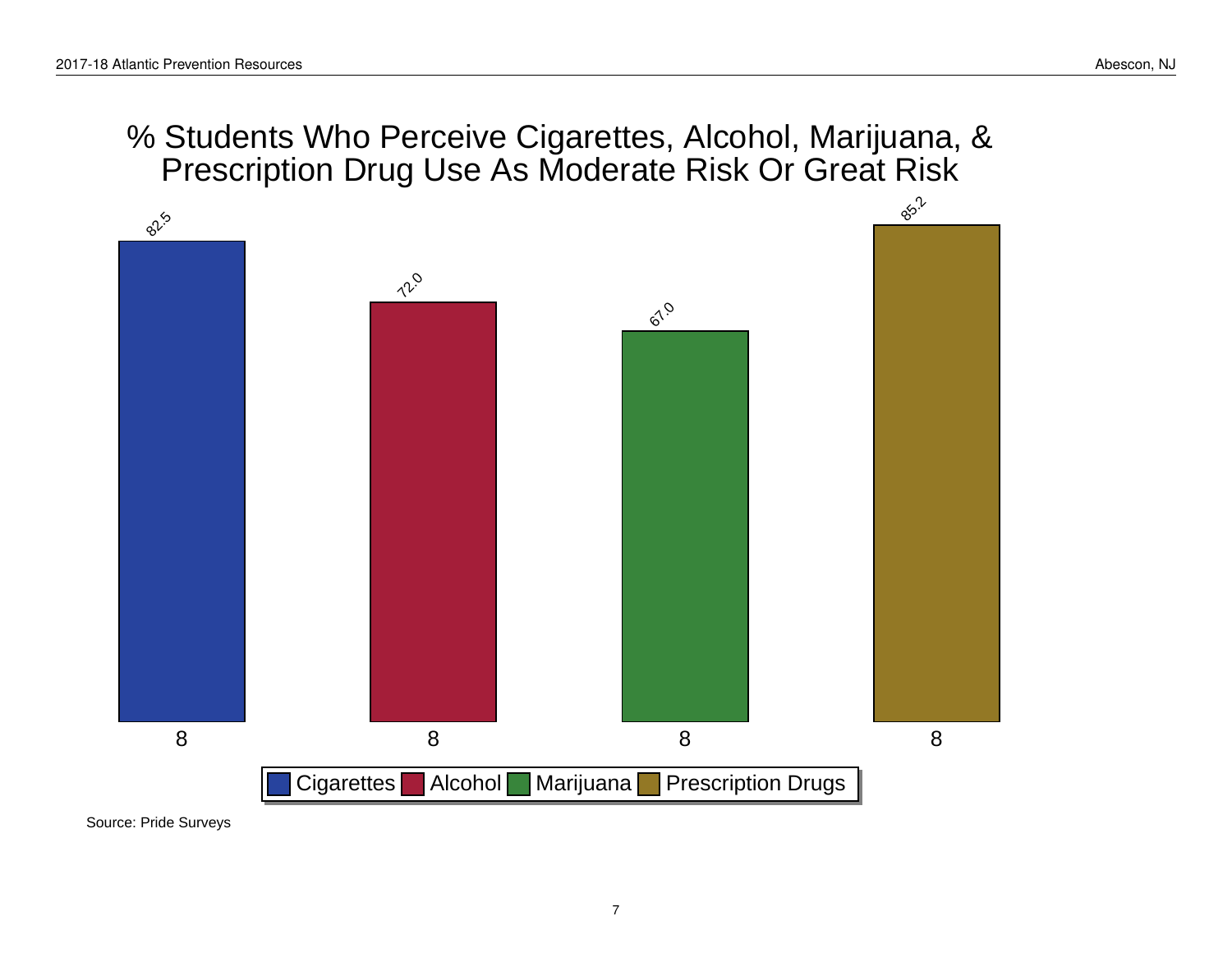# % Students Who Perceive Cigarettes, Alcohol, Marijuana, & Prescription Drug Use As Moderate Risk Or Great Risk

| Grade | Cigarettes | Alcohol | Marijuana | Prescription Drugs |
|---|---|---|---|---|
| 8 | 82.5 | 72.0 | 67.0 | 85.2 |

Source: Pride Surveys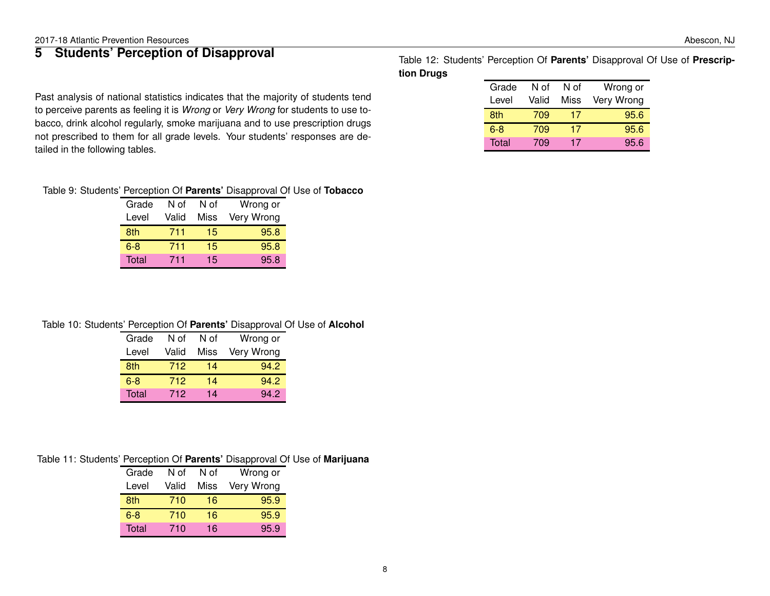## 5 Students' Perception of Disapproval

Past analysis of national statistics indicates that the majority of students tend to perceive parents as feeling it is *Wrong* or *Very Wrong* for students to use tobacco, drink alcohol regularly, smoke marijuana and to use prescription drugs not prescribed to them for all grade levels. Your students' responses are detailed in the following tables.

Table 9: Students' Perception Of **Parents'** Disapproval Of Use of **Tobacco**

| Grade Level | N of Valid | N of Miss | Wrong or Very Wrong |
|---|---|---|---|
| 8th | 711 | 15 | 95.8 |
| 6-8 | 711 | 15 | 95.8 |
| Total | 711 | 15 | 95.8 |

Table 10: Students' Perception Of **Parents'** Disapproval Of Use of **Alcohol**

| Grade Level | N of Valid | N of Miss | Wrong or Very Wrong |
|---|---|---|---|
| 8th | 712 | 14 | 94.2 |
| 6-8 | 712 | 14 | 94.2 |
| Total | 712 | 14 | 94.2 |

Table 11: Students' Perception Of **Parents'** Disapproval Of Use of **Marijuana**

| Grade Level | N of Valid | N of Miss | Wrong or Very Wrong |
|---|---|---|---|
| 8th | 710 | 16 | 95.9 |
| 6-8 | 710 | 16 | 95.9 |
| Total | 710 | 16 | 95.9 |

Table 12: Students' Perception Of **Parents'** Disapproval Of Use of **Prescription Drugs**

| Grade Level | N of Valid | N of Miss | Wrong or Very Wrong |
|---|---|---|---|
| 8th | 709 | 17 | 95.6 |
| 6-8 | 709 | 17 | 95.6 |
| Total | 709 | 17 | 95.6 |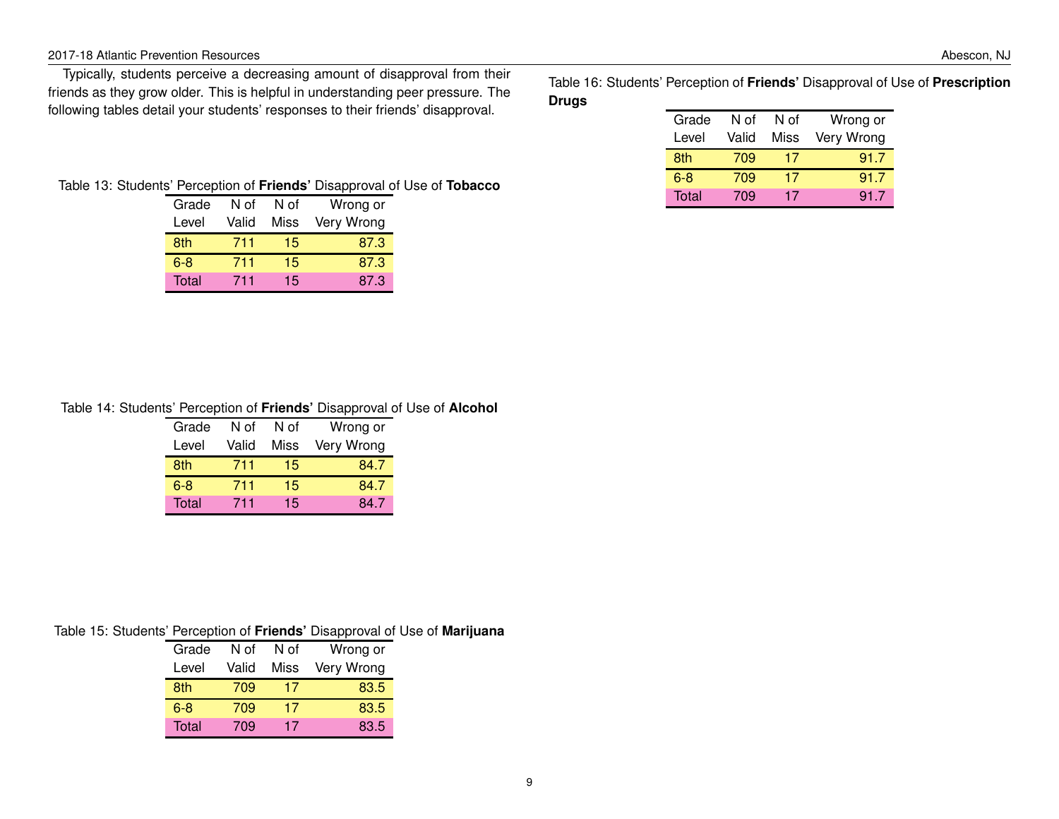Typically, students perceive a decreasing amount of disapproval from their friends as they grow older. This is helpful in understanding peer pressure. The following tables detail your students' responses to their friends' disapproval.

Table 13: Students' Perception of **Friends'** Disapproval of Use of **Tobacco**

| Grade Level | N of Valid | N of Miss | Wrong or Very Wrong |
|---|---|---|---|
| 8th | 711 | 15 | 87.3 |
| 6-8 | 711 | 15 | 87.3 |
| Total | 711 | 15 | 87.3 |

Table 14: Students' Perception of **Friends'** Disapproval of Use of **Alcohol**

| Grade Level | N of Valid | N of Miss | Wrong or Very Wrong |
|---|---|---|---|
| 8th | 711 | 15 | 84.7 |
| 6-8 | 711 | 15 | 84.7 |
| Total | 711 | 15 | 84.7 |

Table 15: Students' Perception of **Friends'** Disapproval of Use of **Marijuana**

| Grade Level | N of Valid | N of Miss | Wrong or Very Wrong |
|---|---|---|---|
| 8th | 709 | 17 | 83.5 |
| 6-8 | 709 | 17 | 83.5 |
| Total | 709 | 17 | 83.5 |

Table 16: Students' Perception of **Friends'** Disapproval of Use of **Prescription Drugs**

| Grade Level | N of Valid | N of Miss | Wrong or Very Wrong |
|---|---|---|---|
| 8th | 709 | 17 | 91.7 |
| 6-8 | 709 | 17 | 91.7 |
| Total | 709 | 17 | 91.7 |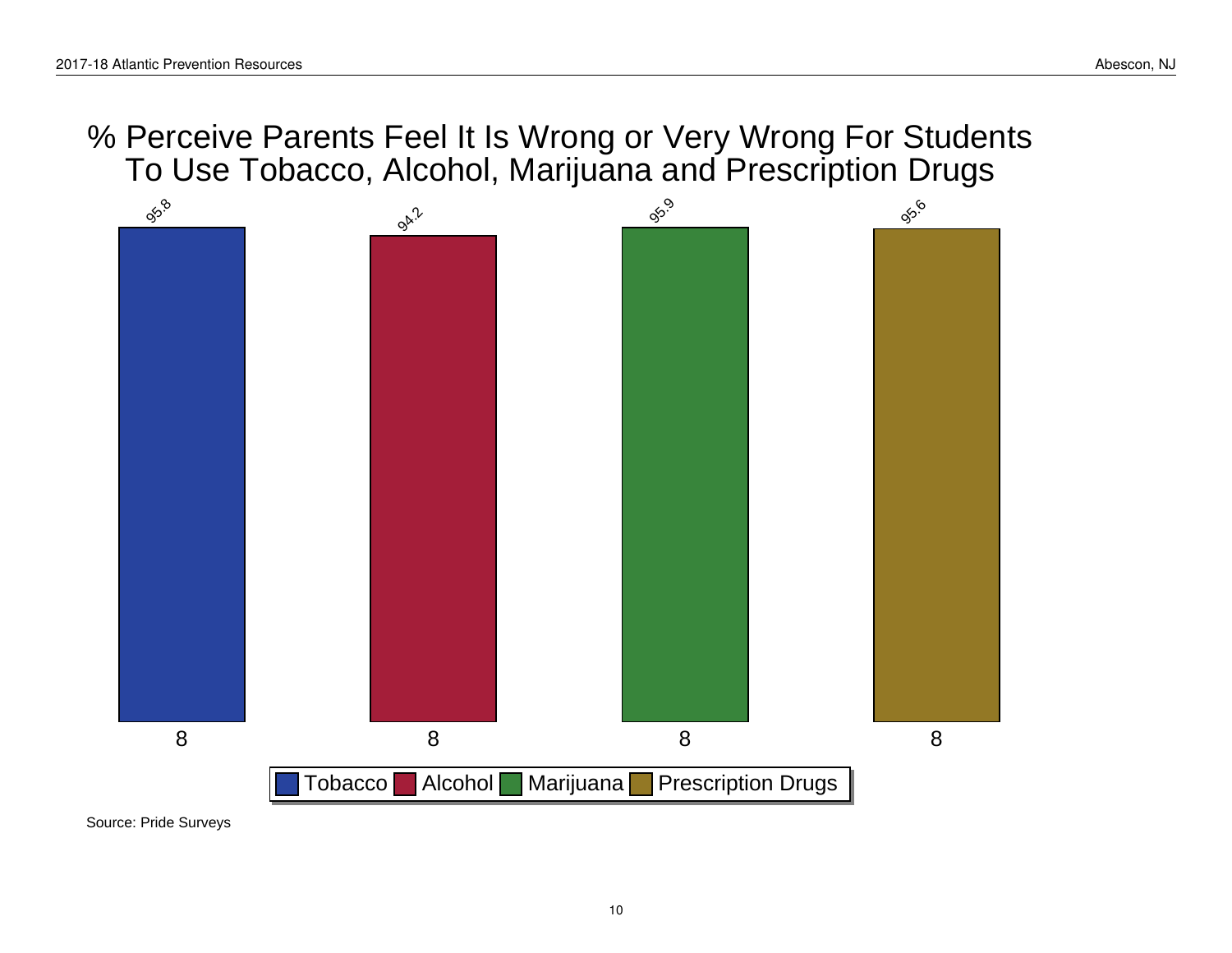# % Perceive Parents Feel It Is Wrong or Very Wrong For Students To Use Tobacco, Alcohol, Marijuana and Prescription Drugs

| Grade | Tobacco | Alcohol | Marijuana | Prescription Drugs |
|---|---|---|---|---|
| 8 | 95.8 | 94.2 | 95.9 | 95.6 |

Source: Pride Surveys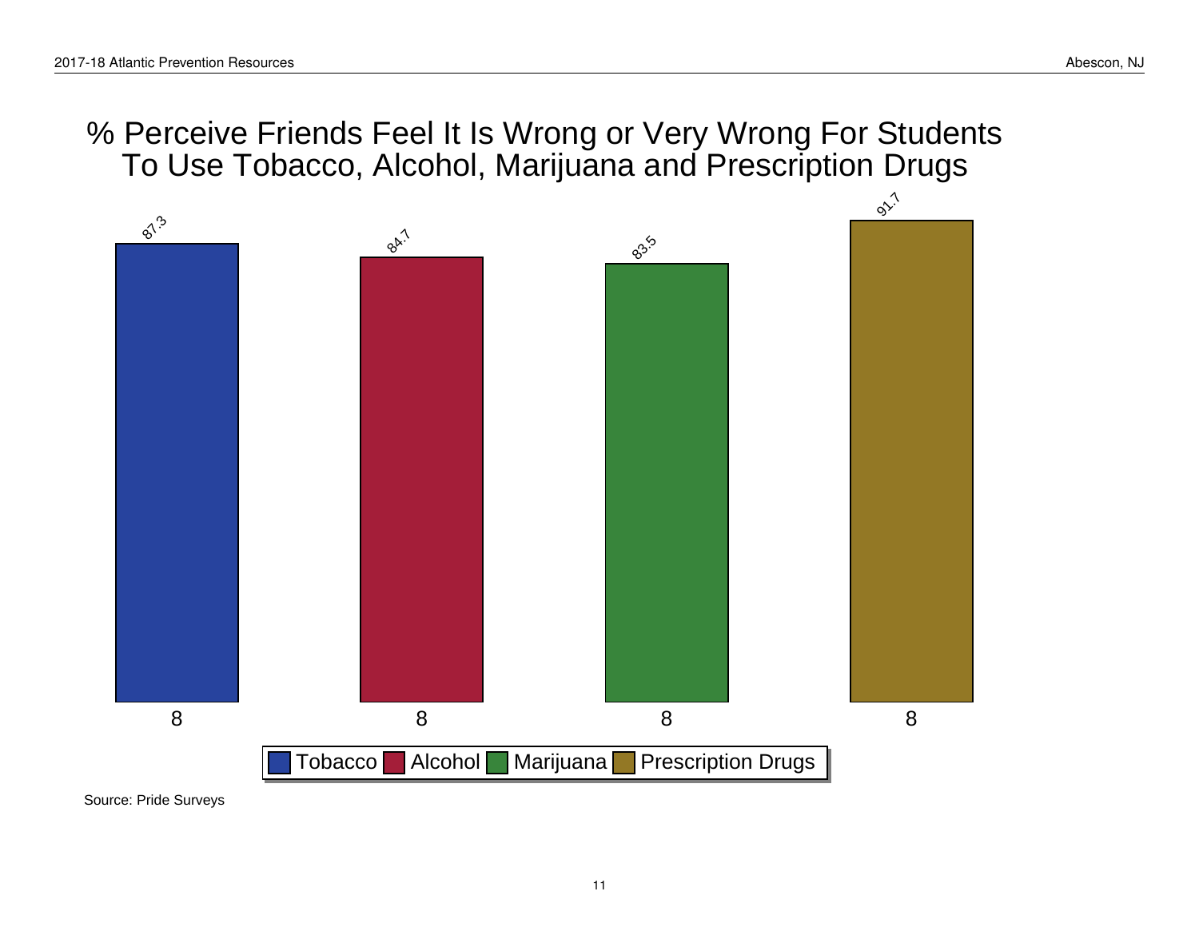# % Perceive Friends Feel It Is Wrong or Very Wrong For Students To Use Tobacco, Alcohol, Marijuana and Prescription Drugs

| Grade | Tobacco | Alcohol | Marijuana | Prescription Drugs |
|---|---|---|---|---|
| 8 | 87.3 | 84.7 | 83.5 | 91.7 |

Source: Pride Surveys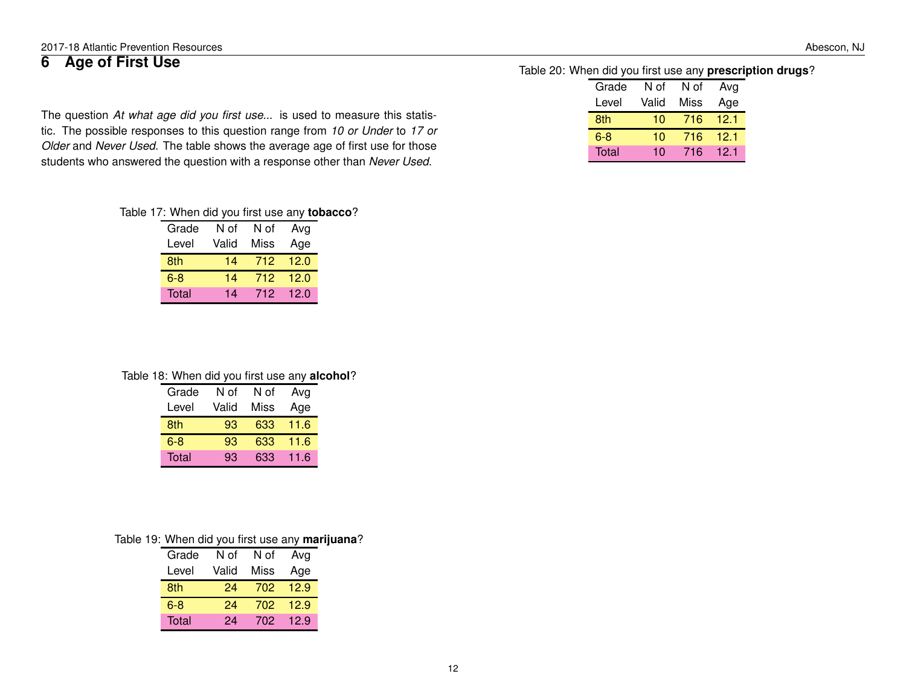# 6 Age of First Use

The question *At what age did you first use...* is used to measure this statistic. The possible responses to this question range from *10 or Under* to *17 or Older* and *Never Used*. The table shows the average age of first use for those students who answered the question with a response other than *Never Used*.

Table 17: When did you first use any **tobacco**?

| Grade Level | N of Valid | N of Miss | Avg Age |
|---|---|---|---|
| 8th | 14 | 712 | 12.0 |
| 6-8 | 14 | 712 | 12.0 |
| Total | 14 | 712 | 12.0 |

Table 18: When did you first use any **alcohol**?

| Grade Level | N of Valid | N of Miss | Avg Age |
|---|---|---|---|
| 8th | 93 | 633 | 11.6 |
| 6-8 | 93 | 633 | 11.6 |
| Total | 93 | 633 | 11.6 |

Table 19: When did you first use any **marijuana**?

| Grade Level | N of Valid | N of Miss | Avg Age |
|---|---|---|---|
| 8th | 24 | 702 | 12.9 |
| 6-8 | 24 | 702 | 12.9 |
| Total | 24 | 702 | 12.9 |

Table 20: When did you first use any **prescription drugs**?

| Grade Level | N of Valid | N of Miss | Avg Age |
|---|---|---|---|
| 8th | 10 | 716 | 12.1 |
| 6-8 | 10 | 716 | 12.1 |
| Total | 10 | 716 | 12.1 |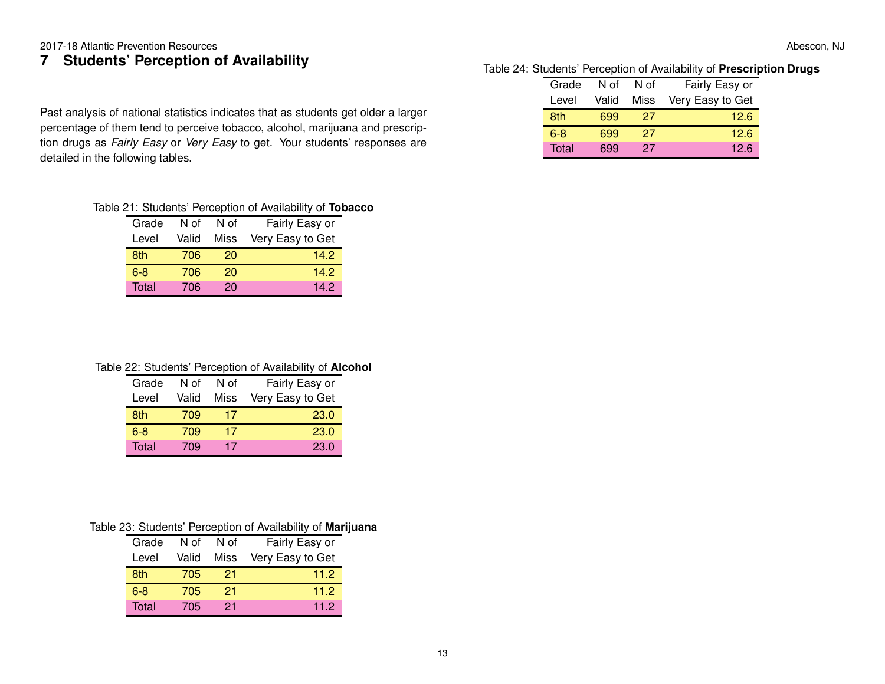# 7 Students' Perception of Availability

Past analysis of national statistics indicates that as students get older a larger percentage of them tend to perceive tobacco, alcohol, marijuana and prescription drugs as *Fairly Easy* or *Very Easy* to get. Your students' responses are detailed in the following tables.

Table 21: Students' Perception of Availability of **Tobacco**

| Grade Level | N of Valid | N of Miss | Fairly Easy or Very Easy to Get |
|---|---|---|---|
| 8th | 706 | 20 | 14.2 |
| 6-8 | 706 | 20 | 14.2 |
| Total | 706 | 20 | 14.2 |

Table 22: Students' Perception of Availability of **Alcohol**

| Grade Level | N of Valid | N of Miss | Fairly Easy or Very Easy to Get |
|---|---|---|---|
| 8th | 709 | 17 | 23.0 |
| 6-8 | 709 | 17 | 23.0 |
| Total | 709 | 17 | 23.0 |

Table 23: Students' Perception of Availability of **Marijuana**

| Grade Level | N of Valid | N of Miss | Fairly Easy or Very Easy to Get |
|---|---|---|---|
| 8th | 705 | 21 | 11.2 |
| 6-8 | 705 | 21 | 11.2 |
| Total | 705 | 21 | 11.2 |

Table 24: Students' Perception of Availability of **Prescription Drugs**

| Grade Level | N of Valid | N of Miss | Fairly Easy or Very Easy to Get |
|---|---|---|---|
| 8th | 699 | 27 | 12.6 |
| 6-8 | 699 | 27 | 12.6 |
| Total | 699 | 27 | 12.6 |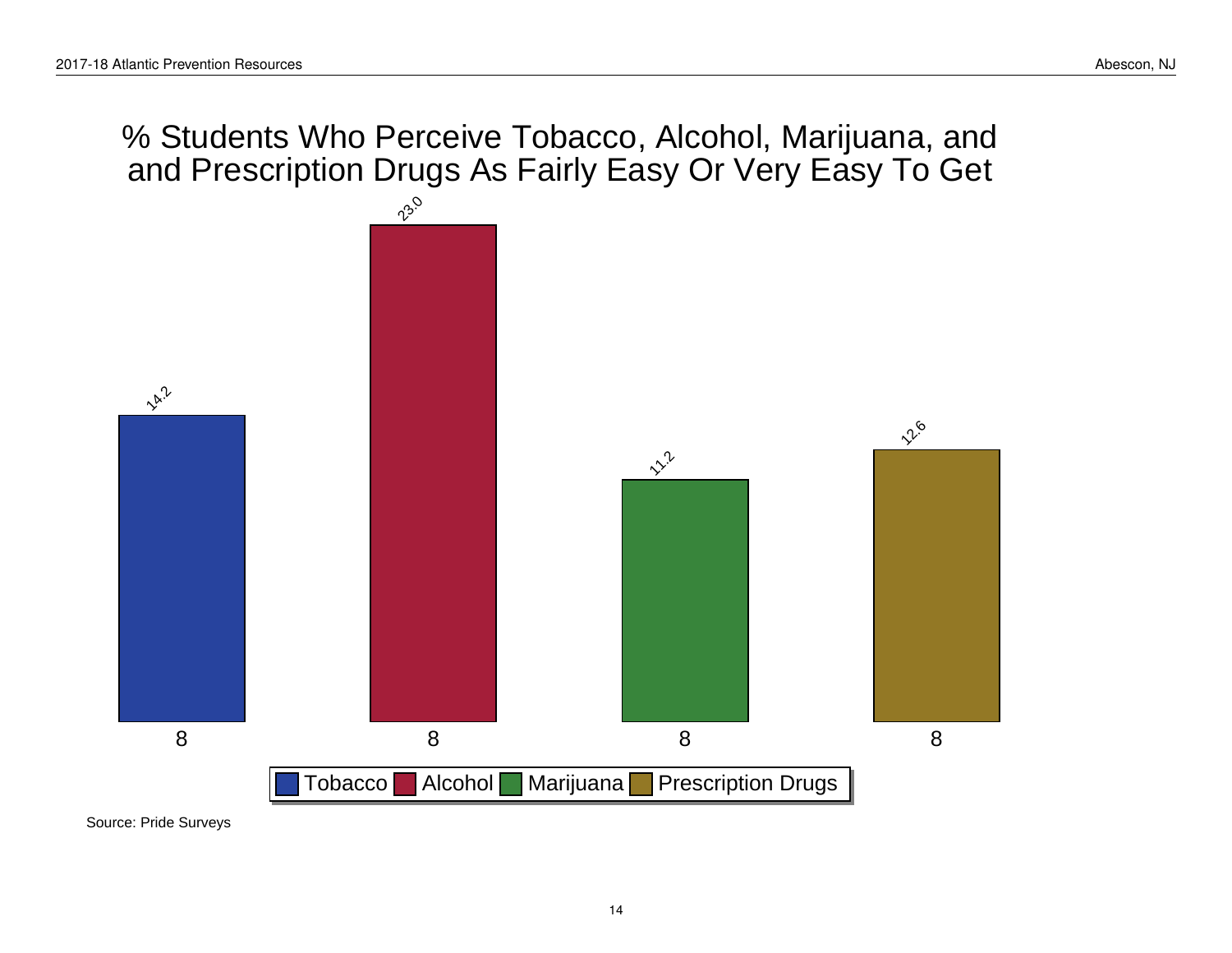# % Students Who Perceive Tobacco, Alcohol, Marijuana, and and Prescription Drugs As Fairly Easy Or Very Easy To Get

| Grade | Tobacco | Alcohol | Marijuana | Prescription Drugs |
|---|---|---|---|---|
| 8 | 14.2 | 23.0 | 11.2 | 12.6 |

Source: Pride Surveys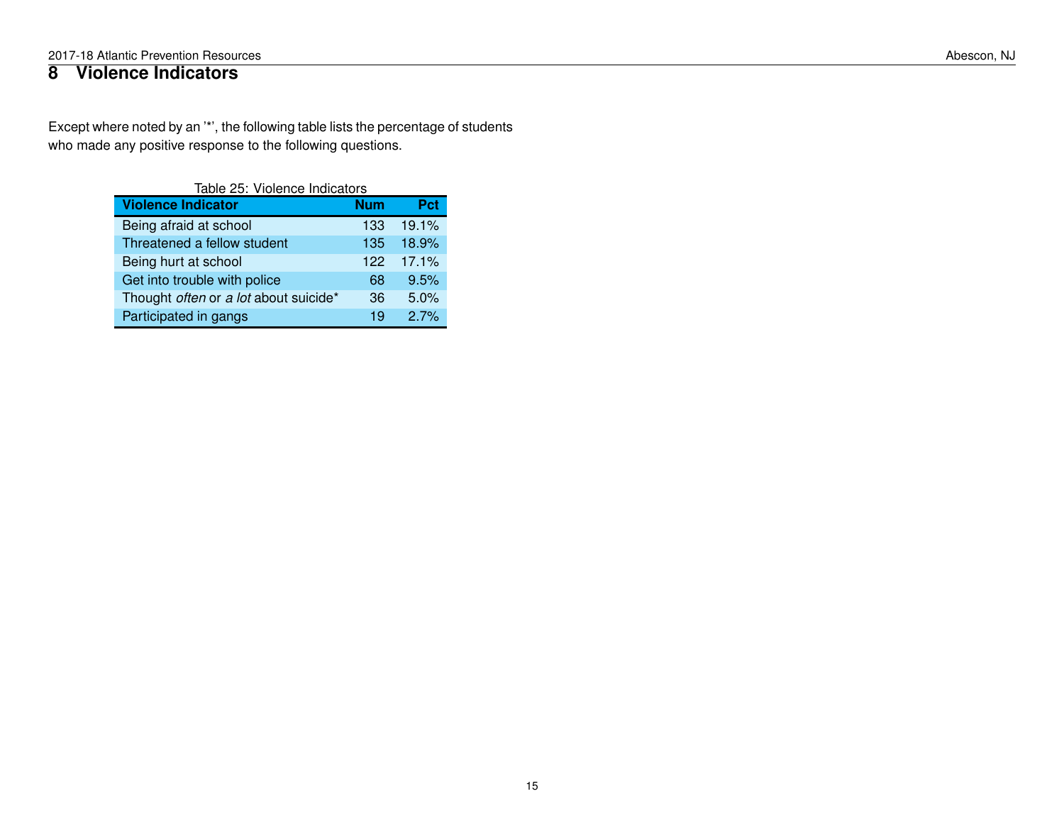# 8 Violence Indicators

Except where noted by an '*', the following table lists the percentage of students who made any positive response to the following questions.

Table 25: Violence Indicators

| Violence Indicator | Num | Pct |
|---|---|---|
| Being afraid at school | 133 | 19.1% |
| Threatened a fellow student | 135 | 18.9% |
| Being hurt at school | 122 | 17.1% |
| Get into trouble with police | 68 | 9.5% |
| Thought *often* or *a lot* about suicide* | 36 | 5.0% |
| Participated in gangs | 19 | 2.7% |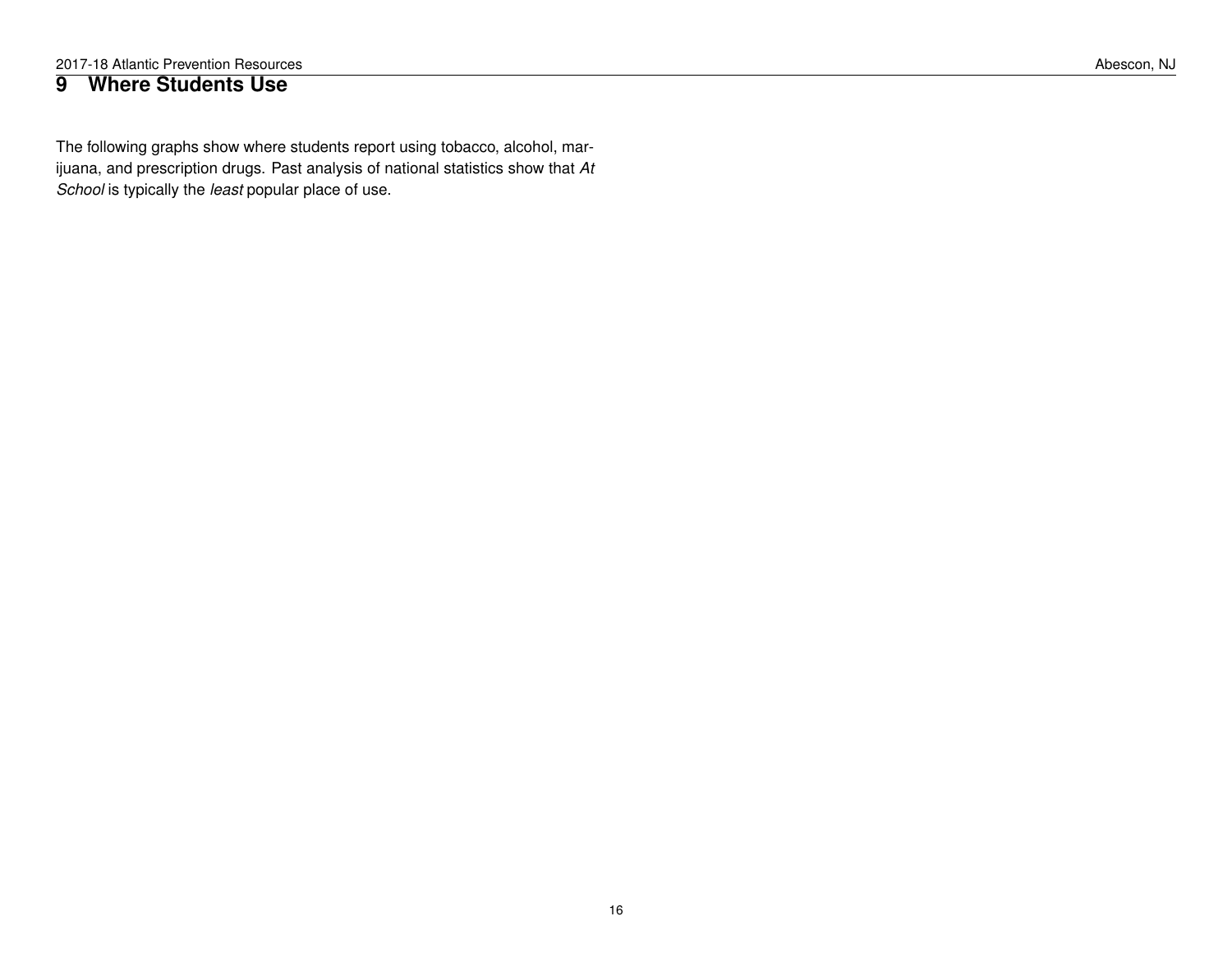# 9 Where Students Use

The following graphs show where students report using tobacco, alcohol, marijuana, and prescription drugs. Past analysis of national statistics show that *At School* is typically the *least* popular place of use.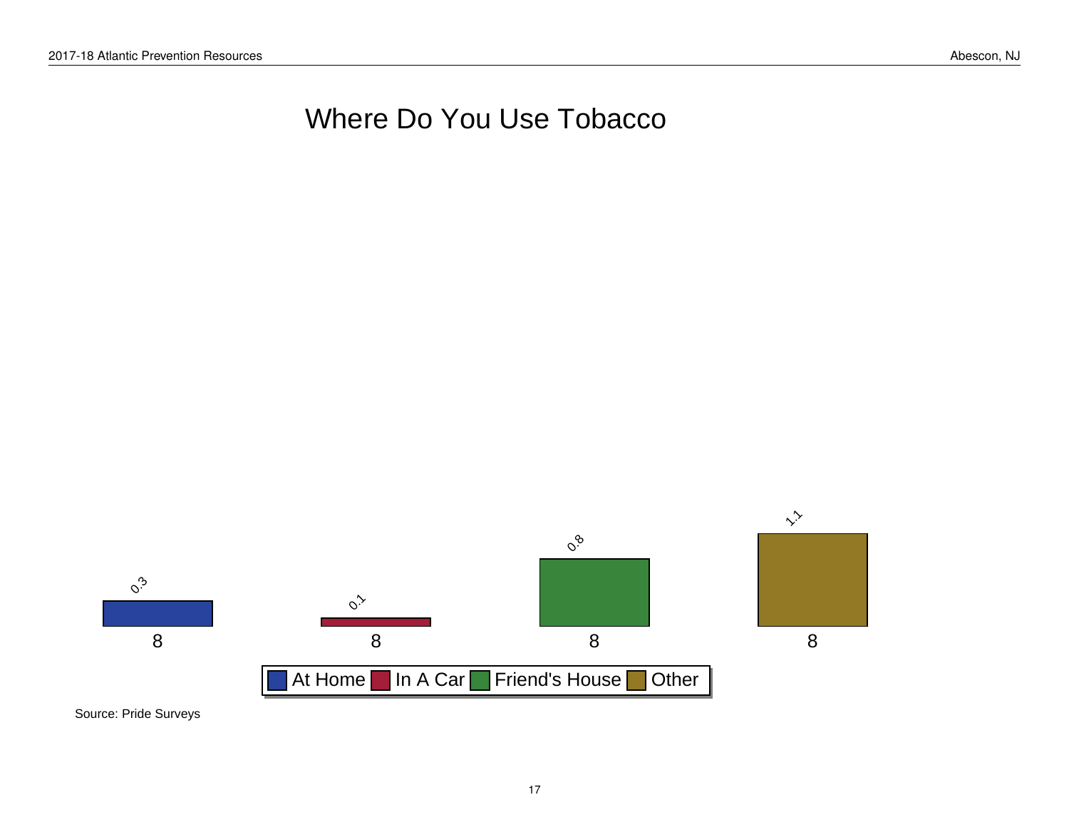# Where Do You Use Tobacco

| Grade | At Home | In A Car | Friend's House | Other |
|---|---|---|---|---|
| 8 | 0.3 | 0.1 | 0.8 | 1.1 |

Source: Pride Surveys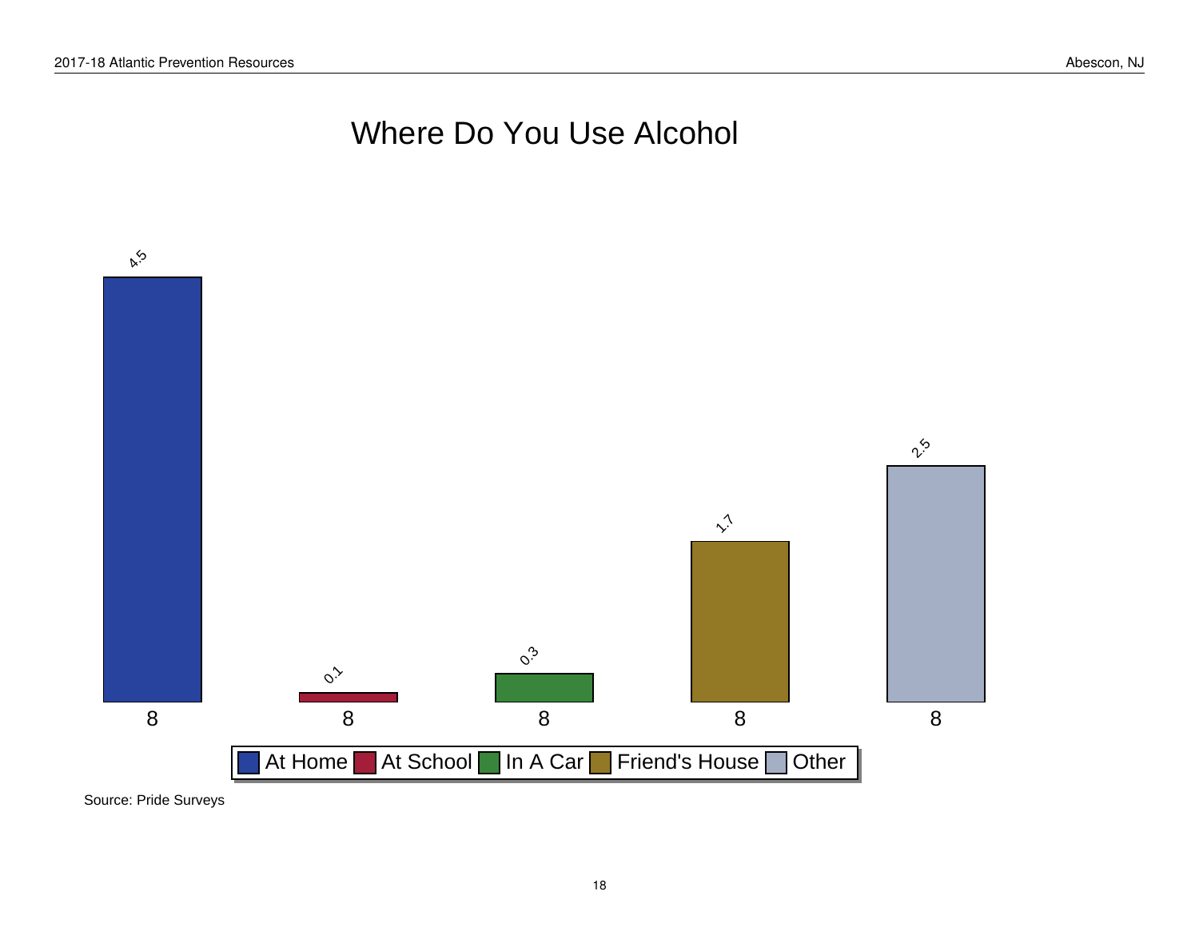# Where Do You Use Alcohol

| Grade | At Home | At School | In A Car | Friend's House | Other |
|---|---|---|---|---|---|
| 8 | 4.5 | 0.1 | 0.3 | 1.7 | 2.5 |

Source: Pride Surveys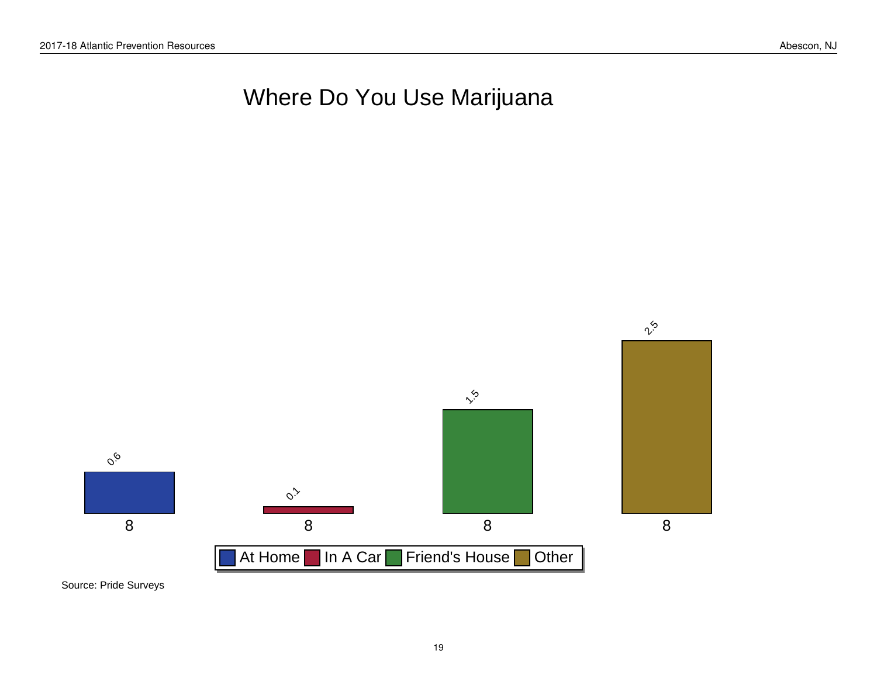# Where Do You Use Marijuana

| Grade | At Home | In A Car | Friend's House | Other |
|---|---|---|---|---|
| 8 | 0.6 | 0.1 | 1.5 | 2.5 |

Source: Pride Surveys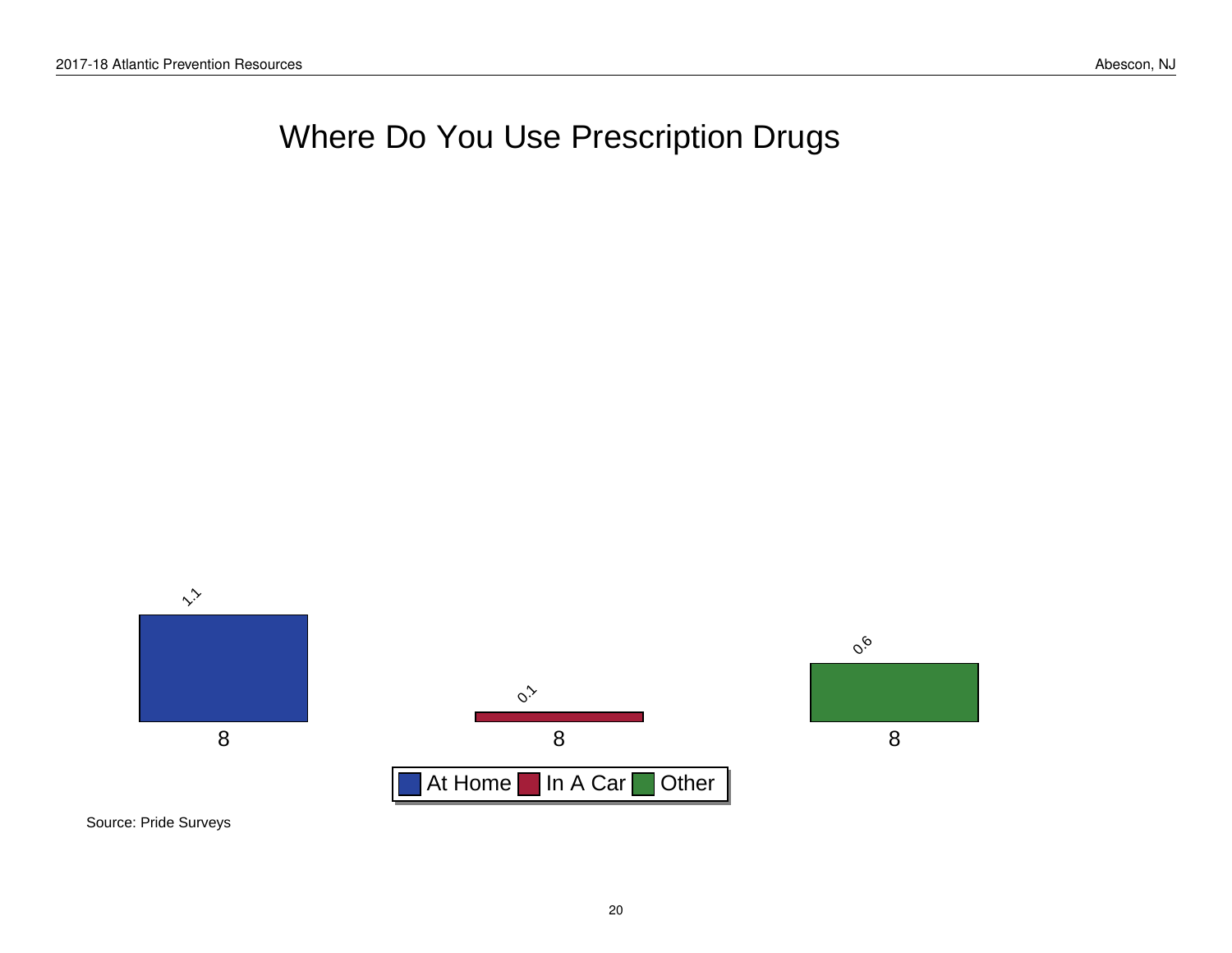# Where Do You Use Prescription Drugs

| Grade | At Home | In A Car | Other |
|---|---|---|---|
| 8 | 1.1 | 0.1 | 0.6 |

Source: Pride Surveys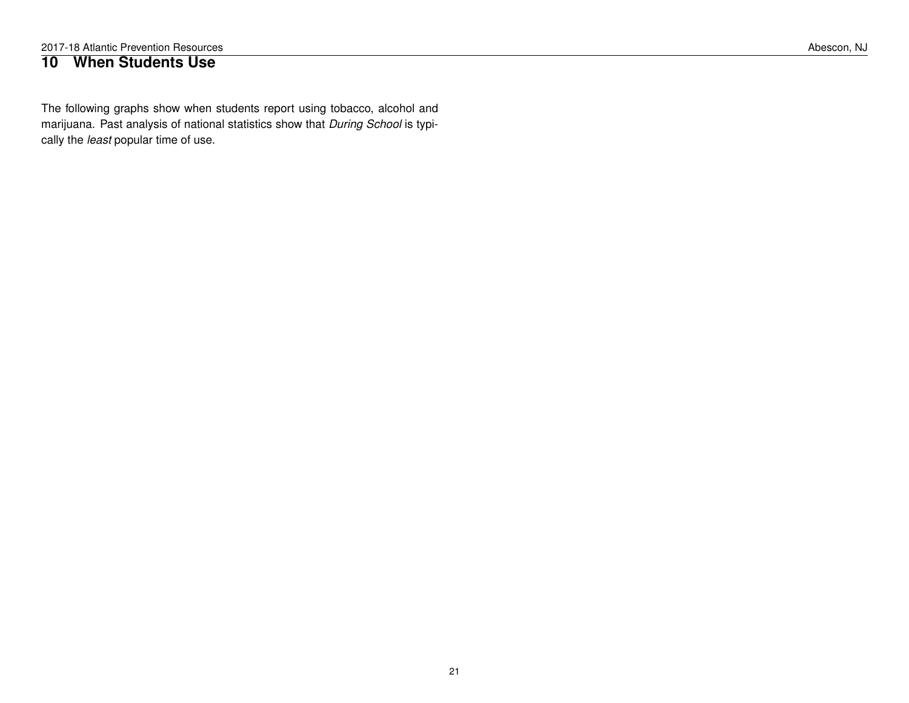# 10 When Students Use

The following graphs show when students report using tobacco, alcohol and marijuana. Past analysis of national statistics show that *During School* is typically the *least* popular time of use.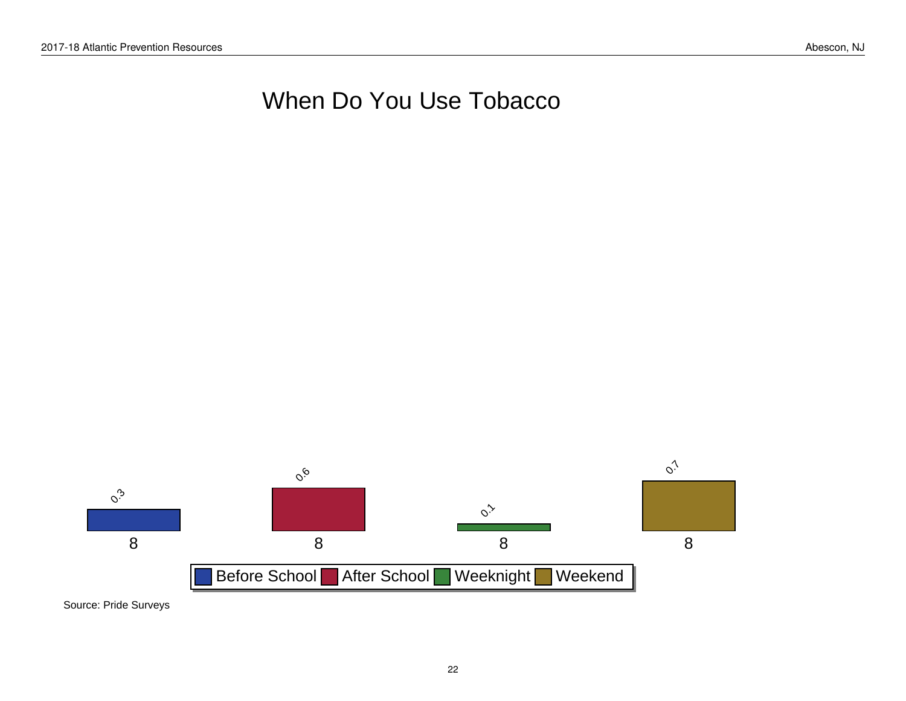# When Do You Use Tobacco

| Grade | Before School | After School | Weeknight | Weekend |
|---|---|---|---|---|
| 8 | 0.3 | 0.6 | 0.1 | 0.7 |

Source: Pride Surveys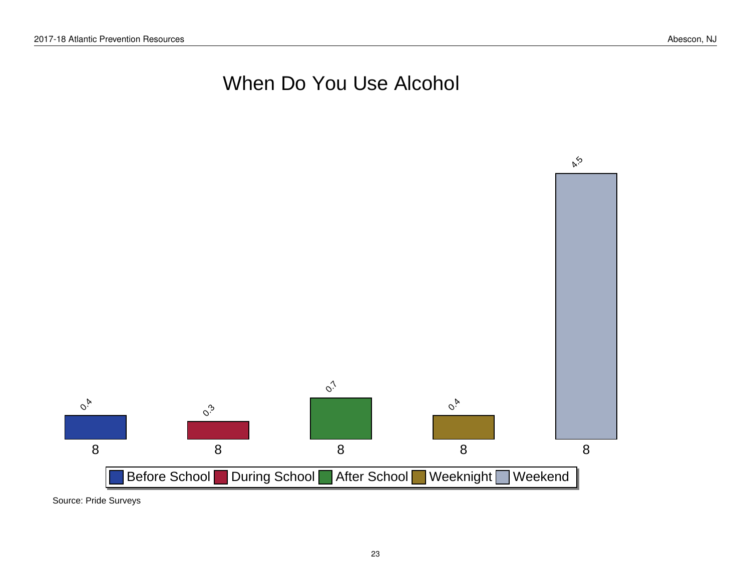# When Do You Use Alcohol

| Grade | Before School | During School | After School | Weeknight | Weekend |
|---|---|---|---|---|---|
| 8 | 0.4 | 0.3 | 0.7 | 0.4 | 4.5 |

Source: Pride Surveys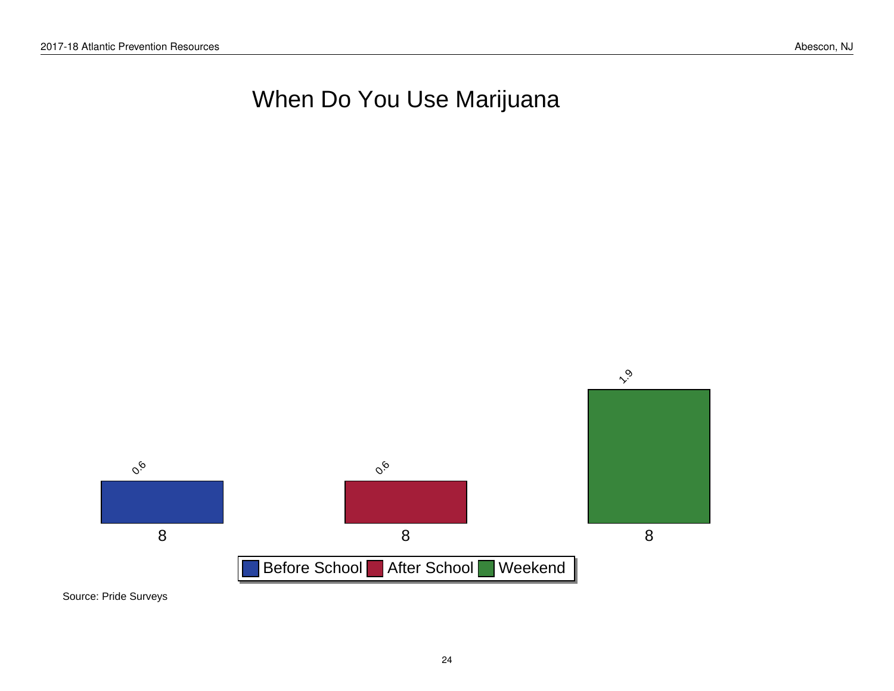# When Do You Use Marijuana

| Grade | Before School | After School | Weekend |
|---|---|---|---|
| 8 | 0.6 | 0.6 | 1.9 |

Source: Pride Surveys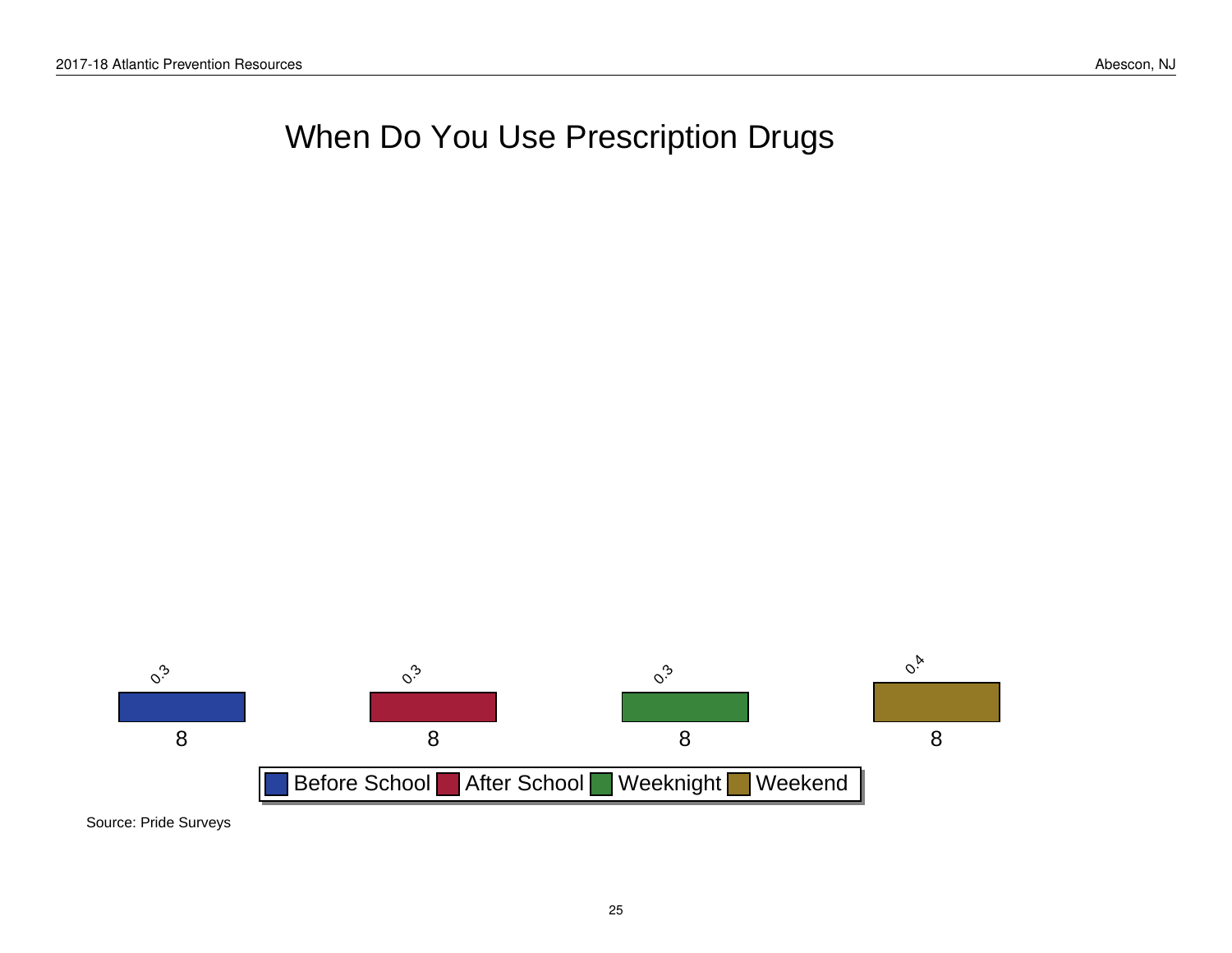# When Do You Use Prescription Drugs

| Grade | Before School | After School | Weeknight | Weekend |
|---|---|---|---|---|
| 8 | 0.3 | 0.3 | 0.3 | 0.4 |

Source: Pride Surveys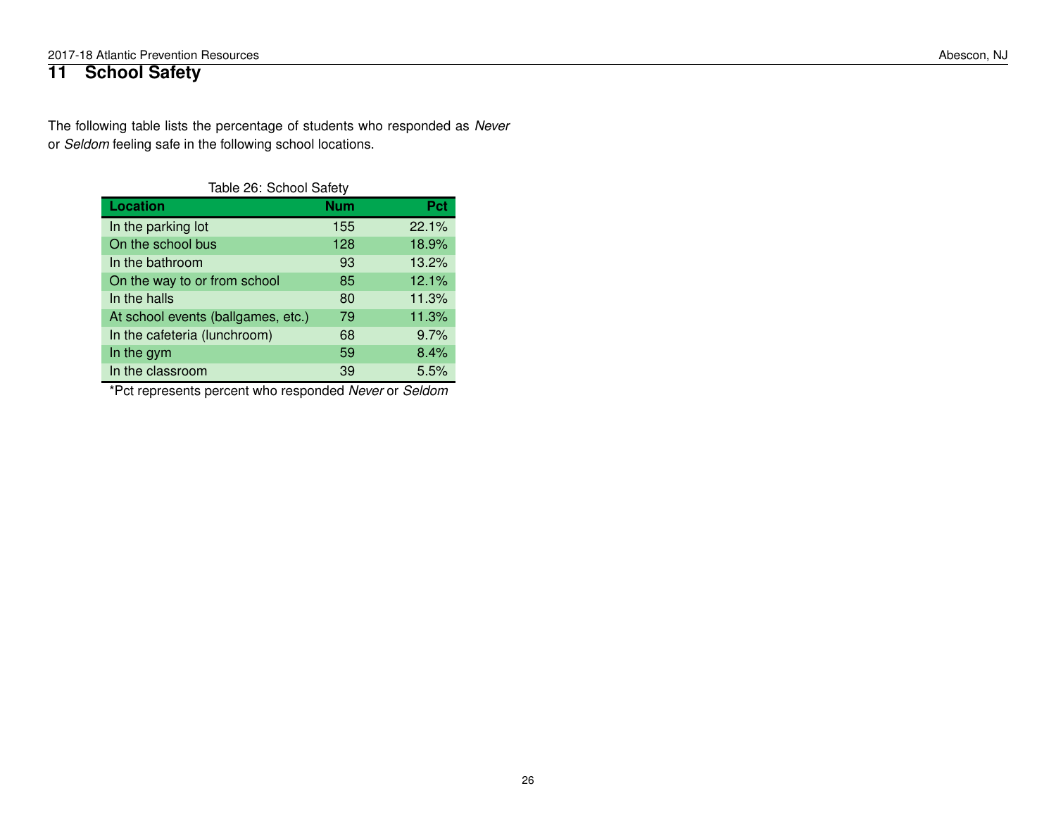## 11 School Safety

The following table lists the percentage of students who responded as *Never* or *Seldom* feeling safe in the following school locations.

Table 26: School Safety

| Location | Num | Pct |
|---|---|---|
| In the parking lot | 155 | 22.1% |
| On the school bus | 128 | 18.9% |
| In the bathroom | 93 | 13.2% |
| On the way to or from school | 85 | 12.1% |
| In the halls | 80 | 11.3% |
| At school events (ballgames, etc.) | 79 | 11.3% |
| In the cafeteria (lunchroom) | 68 | 9.7% |
| In the gym | 59 | 8.4% |
| In the classroom | 39 | 5.5% |

*Pct represents percent who responded *Never* or *Seldom*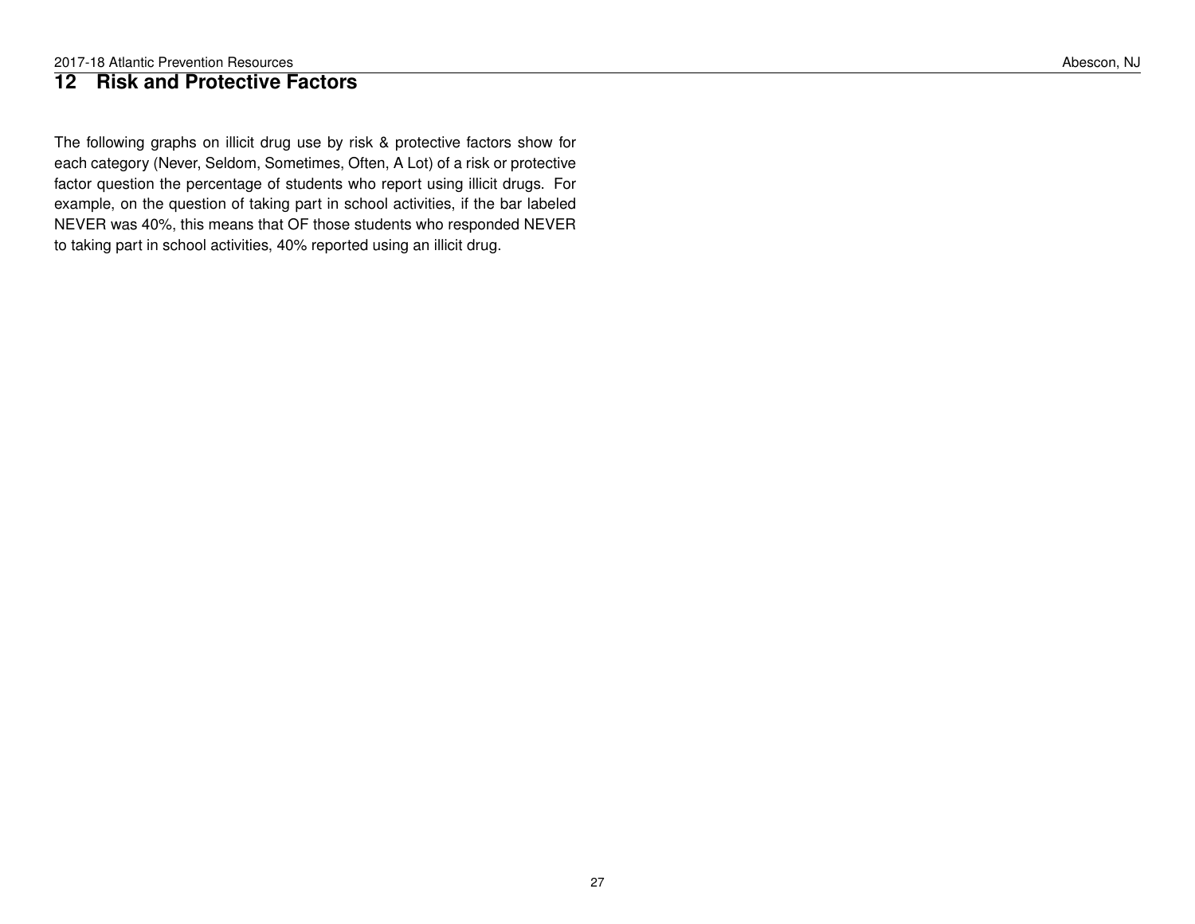# 12 Risk and Protective Factors

The following graphs on illicit drug use by risk & protective factors show for each category (Never, Seldom, Sometimes, Often, A Lot) of a risk or protective factor question the percentage of students who report using illicit drugs. For example, on the question of taking part in school activities, if the bar labeled NEVER was 40%, this means that OF those students who responded NEVER to taking part in school activities, 40% reported using an illicit drug.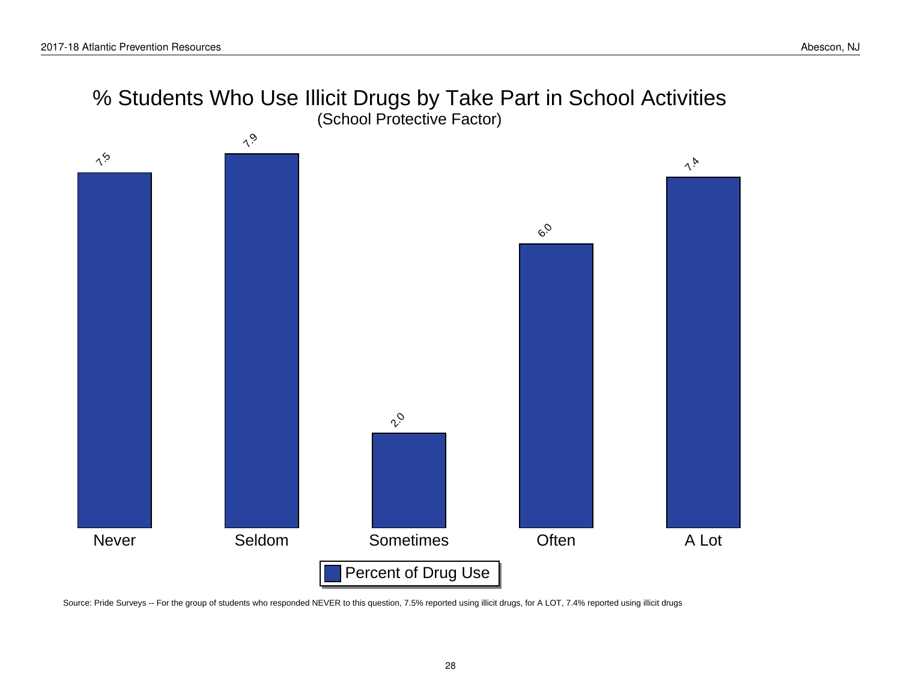# % Students Who Use Illicit Drugs by Take Part in School Activities

(School Protective Factor)

| Take Part in School Activities | Percent of Drug Use |
| --- | --- |
| Never | 7.5 |
| Seldom | 7.9 |
| Sometimes | 2.0 |
| Often | 6.0 |
| A Lot | 7.4 |

Source: Pride Surveys -- For the group of students who responded NEVER to this question, 7.5% reported using illicit drugs, for A LOT, 7.4% reported using illicit drugs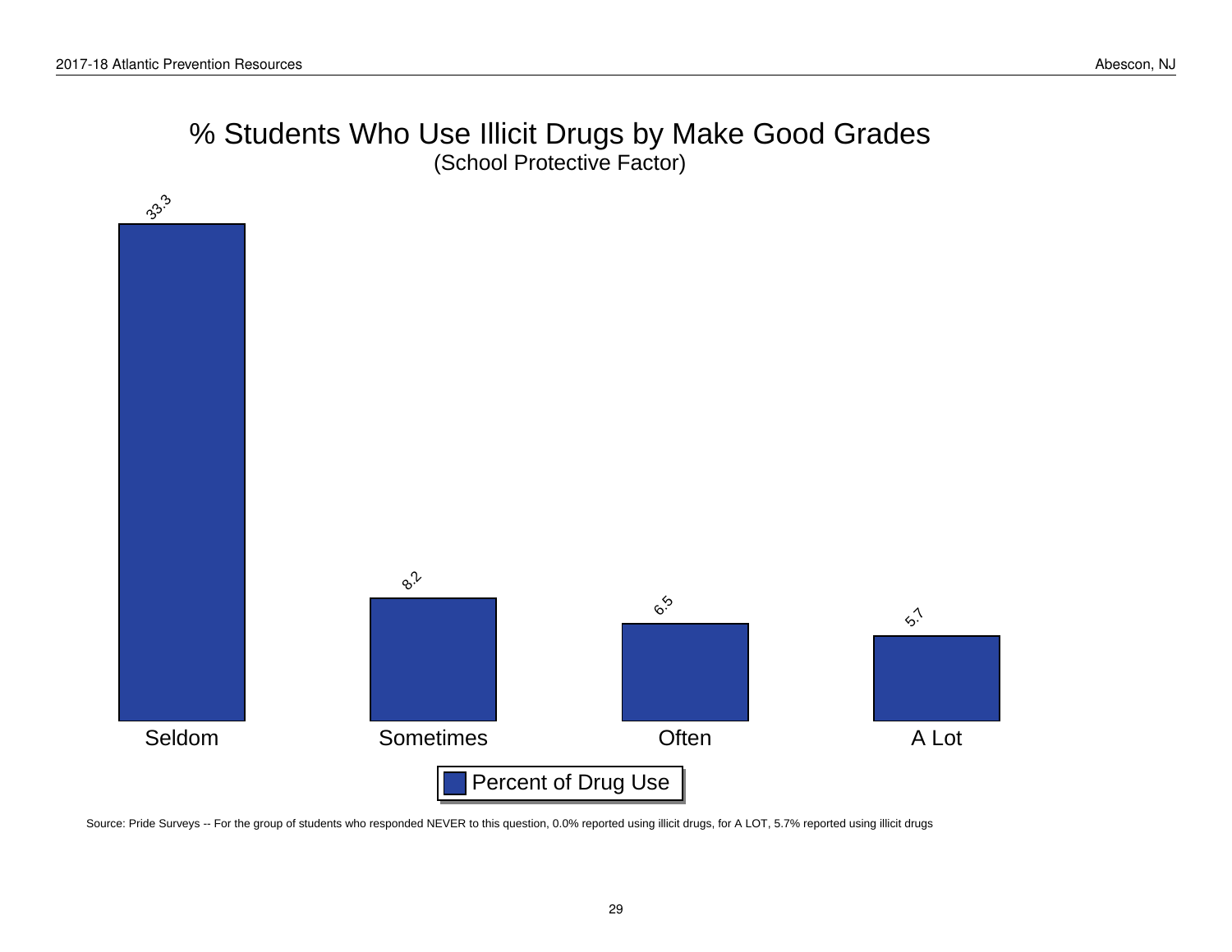# % Students Who Use Illicit Drugs by Make Good Grades

(School Protective Factor)

| | Seldom | Sometimes | Often | A Lot |
|---|---|---|---|---|
| Percent of Drug Use | 33.3 | 8.2 | 6.5 | 5.7 |

Source: Pride Surveys -- For the group of students who responded NEVER to this question, 0.0% reported using illicit drugs, for A LOT, 5.7% reported using illicit drugs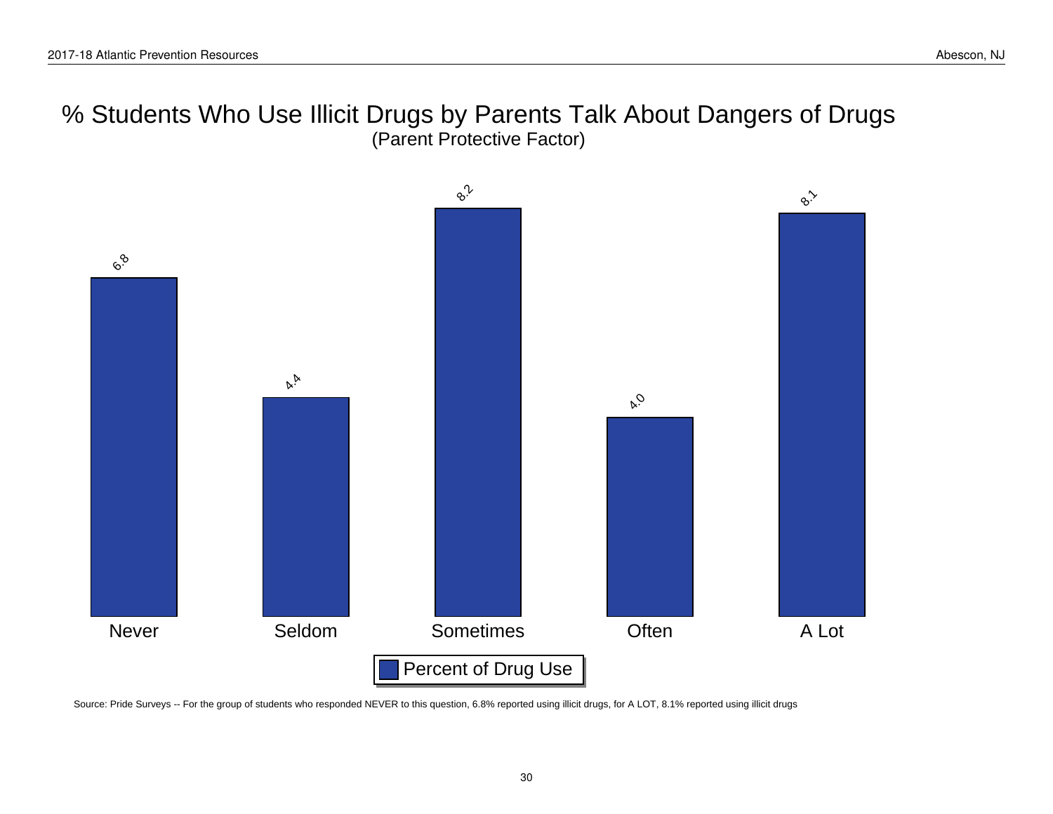# % Students Who Use Illicit Drugs by Parents Talk About Dangers of Drugs

(Parent Protective Factor)

| | Never | Seldom | Sometimes | Often | A Lot |
|---|---|---|---|---|---|
| Percent of Drug Use | 6.8 | 4.4 | 8.2 | 4.0 | 8.1 |

Source: Pride Surveys -- For the group of students who responded NEVER to this question, 6.8% reported using illicit drugs, for A LOT, 8.1% reported using illicit drugs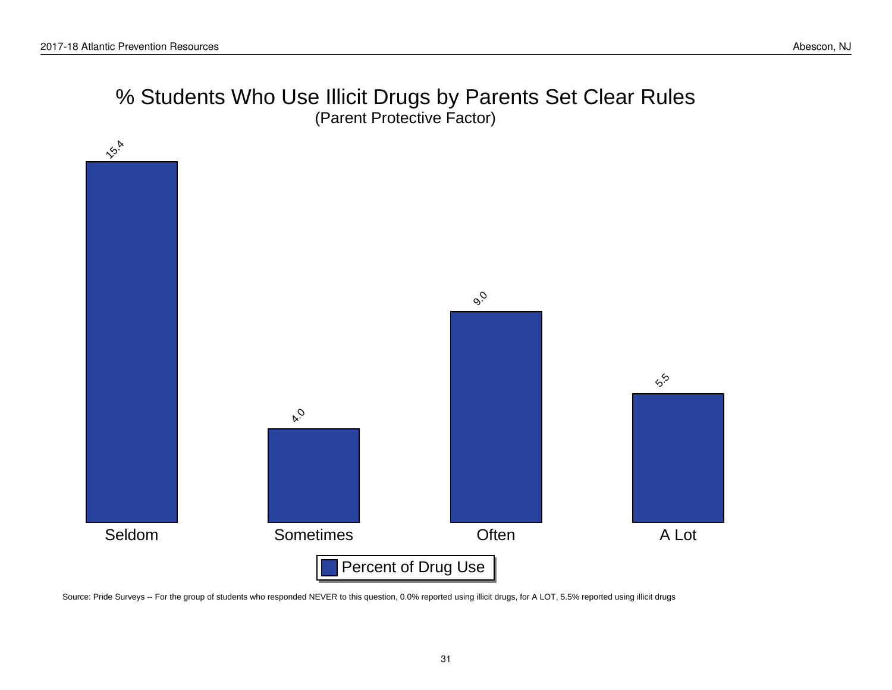# % Students Who Use Illicit Drugs by Parents Set Clear Rules

(Parent Protective Factor)

| | Seldom | Sometimes | Often | A Lot |
|---|---|---|---|---|
| Percent of Drug Use | 15.4 | 4.0 | 9.0 | 5.5 |

Source: Pride Surveys -- For the group of students who responded NEVER to this question, 0.0% reported using illicit drugs, for A LOT, 5.5% reported using illicit drugs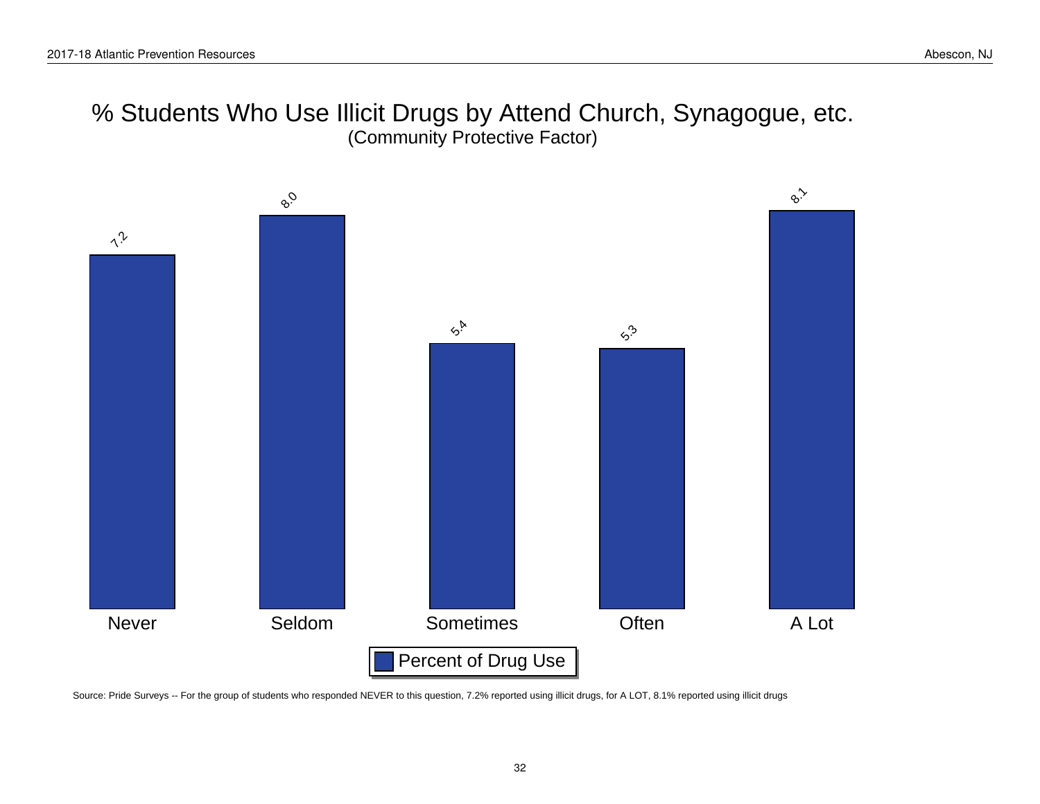# % Students Who Use Illicit Drugs by Attend Church, Synagogue, etc.

(Community Protective Factor)

| | Never | Seldom | Sometimes | Often | A Lot |
|---|---|---|---|---|---|
| Percent of Drug Use | 7.2 | 8.0 | 5.4 | 5.3 | 8.1 |

Source: Pride Surveys -- For the group of students who responded NEVER to this question, 7.2% reported using illicit drugs, for A LOT, 8.1% reported using illicit drugs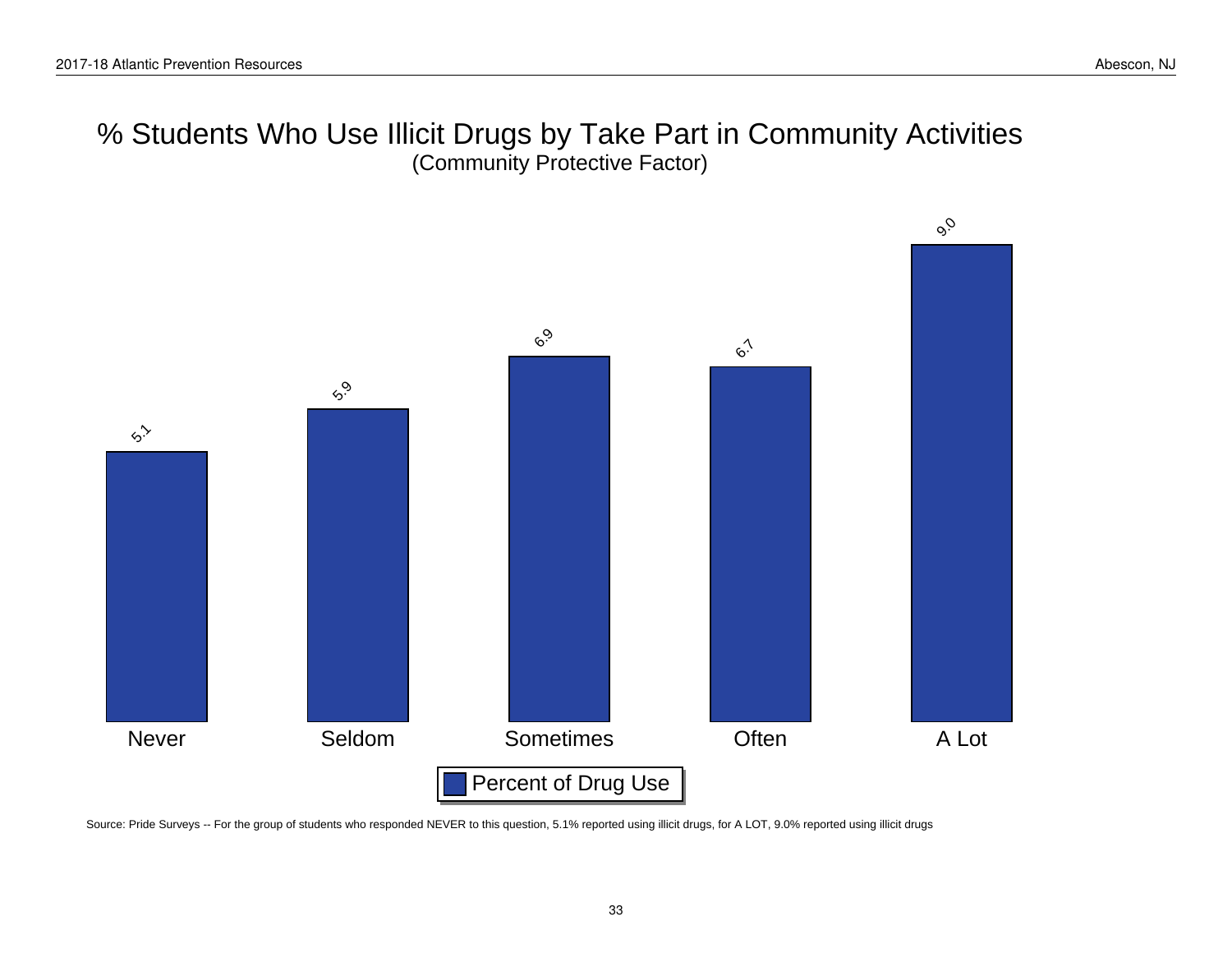# % Students Who Use Illicit Drugs by Take Part in Community Activities

(Community Protective Factor)

| | Never | Seldom | Sometimes | Often | A Lot |
|---|---|---|---|---|---|
| Percent of Drug Use | 5.1 | 5.9 | 6.9 | 6.7 | 9.0 |

Source: Pride Surveys -- For the group of students who responded NEVER to this question, 5.1% reported using illicit drugs, for A LOT, 9.0% reported using illicit drugs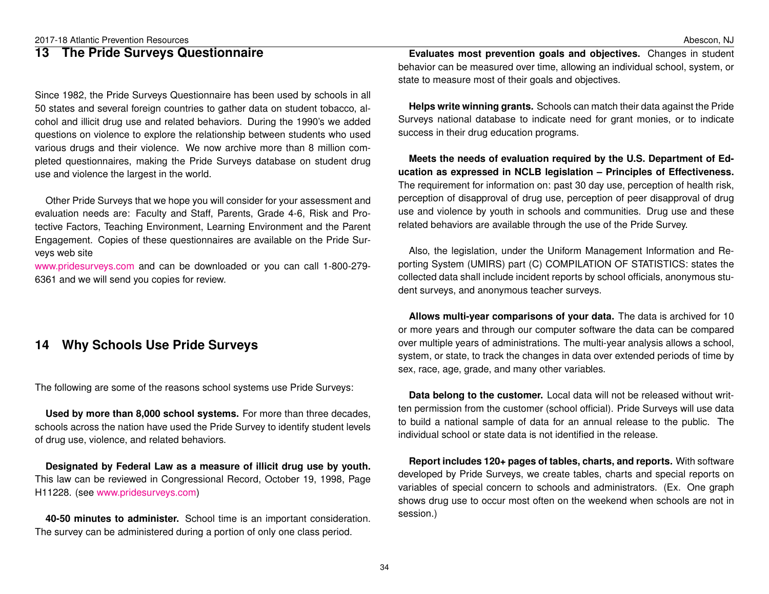## 13 The Pride Surveys Questionnaire

Since 1982, the Pride Surveys Questionnaire has been used by schools in all 50 states and several foreign countries to gather data on student tobacco, alcohol and illicit drug use and related behaviors. During the 1990's we added questions on violence to explore the relationship between students who used various drugs and their violence. We now archive more than 8 million completed questionnaires, making the Pride Surveys database on student drug use and violence the largest in the world.

Other Pride Surveys that we hope you will consider for your assessment and evaluation needs are: Faculty and Staff, Parents, Grade 4-6, Risk and Protective Factors, Teaching Environment, Learning Environment and the Parent Engagement. Copies of these questionnaires are available on the Pride Surveys web site www.pridesurveys.com and can be downloaded or you can call 1-800-279-6361 and we will send you copies for review.

## 14 Why Schools Use Pride Surveys

The following are some of the reasons school systems use Pride Surveys:

**Used by more than 8,000 school systems.** For more than three decades, schools across the nation have used the Pride Survey to identify student levels of drug use, violence, and related behaviors.

**Designated by Federal Law as a measure of illicit drug use by youth.** This law can be reviewed in Congressional Record, October 19, 1998, Page H11228. (see www.pridesurveys.com)

**40-50 minutes to administer.** School time is an important consideration. The survey can be administered during a portion of only one class period.

**Evaluates most prevention goals and objectives.** Changes in student behavior can be measured over time, allowing an individual school, system, or state to measure most of their goals and objectives.

**Helps write winning grants.** Schools can match their data against the Pride Surveys national database to indicate need for grant monies, or to indicate success in their drug education programs.

**Meets the needs of evaluation required by the U.S. Department of Education as expressed in NCLB legislation – Principles of Effectiveness.** The requirement for information on: past 30 day use, perception of health risk, perception of disapproval of drug use, perception of peer disapproval of drug use and violence by youth in schools and communities. Drug use and these related behaviors are available through the use of the Pride Survey.

Also, the legislation, under the Uniform Management Information and Reporting System (UMIRS) part (C) COMPILATION OF STATISTICS: states the collected data shall include incident reports by school officials, anonymous student surveys, and anonymous teacher surveys.

**Allows multi-year comparisons of your data.** The data is archived for 10 or more years and through our computer software the data can be compared over multiple years of administrations. The multi-year analysis allows a school, system, or state, to track the changes in data over extended periods of time by sex, race, age, grade, and many other variables.

**Data belong to the customer.** Local data will not be released without written permission from the customer (school official). Pride Surveys will use data to build a national sample of data for an annual release to the public. The individual school or state data is not identified in the release.

**Report includes 120+ pages of tables, charts, and reports.** With software developed by Pride Surveys, we create tables, charts and special reports on variables of special concern to schools and administrators. (Ex. One graph shows drug use to occur most often on the weekend when schools are not in session.)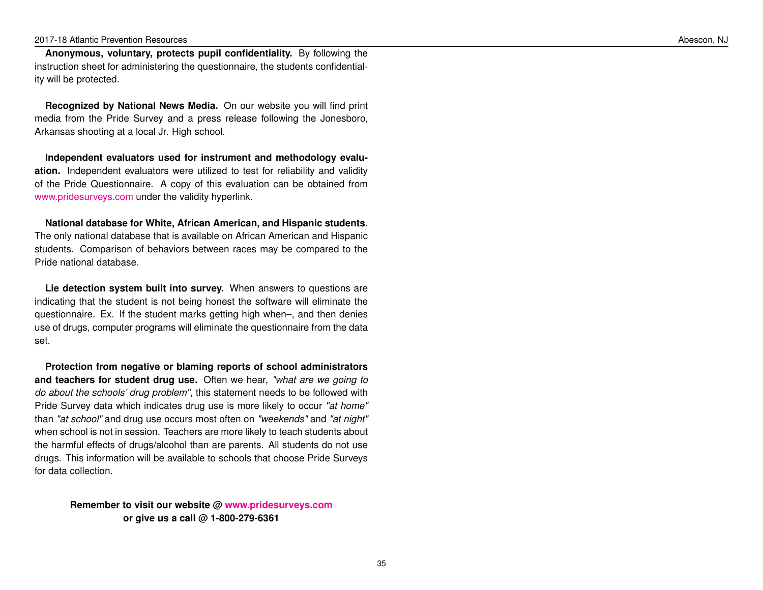**Anonymous, voluntary, protects pupil confidentiality.** By following the instruction sheet for administering the questionnaire, the students confidentiality will be protected.

**Recognized by National News Media.** On our website you will find print media from the Pride Survey and a press release following the Jonesboro, Arkansas shooting at a local Jr. High school.

**Independent evaluators used for instrument and methodology evaluation.** Independent evaluators were utilized to test for reliability and validity of the Pride Questionnaire. A copy of this evaluation can be obtained from www.pridesurveys.com under the validity hyperlink.

**National database for White, African American, and Hispanic students.** The only national database that is available on African American and Hispanic students. Comparison of behaviors between races may be compared to the Pride national database.

**Lie detection system built into survey.** When answers to questions are indicating that the student is not being honest the software will eliminate the questionnaire. Ex. If the student marks getting high when–, and then denies use of drugs, computer programs will eliminate the questionnaire from the data set.

**Protection from negative or blaming reports of school administrators and teachers for student drug use.** Often we hear, *"what are we going to do about the schools' drug problem"*, this statement needs to be followed with Pride Survey data which indicates drug use is more likely to occur *"at home"* than *"at school"* and drug use occurs most often on *"weekends"* and *"at night"* when school is not in session. Teachers are more likely to teach students about the harmful effects of drugs/alcohol than are parents. All students do not use drugs. This information will be available to schools that choose Pride Surveys for data collection.

**Remember to visit our website @ www.pridesurveys.com**
**or give us a call @ 1-800-279-6361**